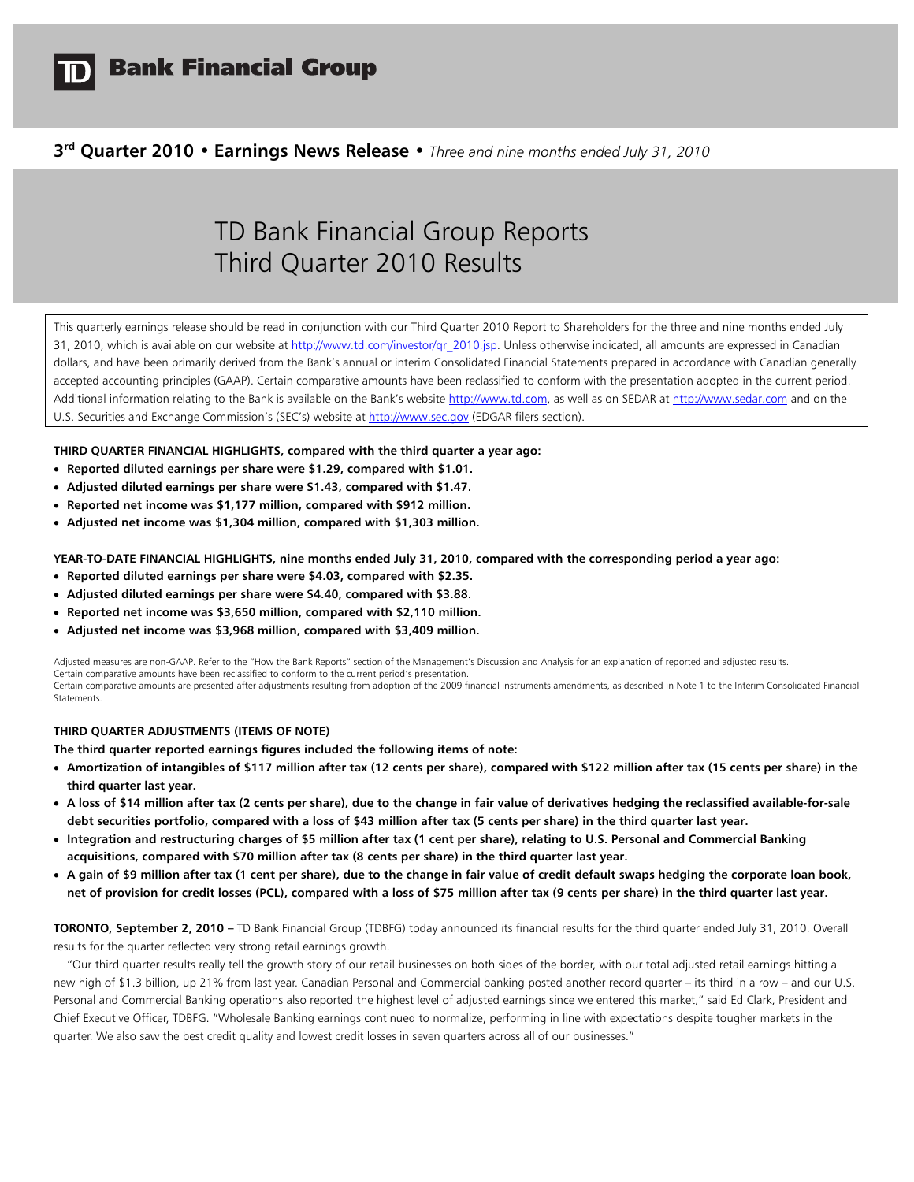# TD Bank Financial Group

**3rd Quarter 2010 • Earnings News Release •** *Three and nine months ended July 31, 2010*

## TD Bank Financial Group Reports Third Quarter 2010 Results

This quarterly earnings release should be read in conjunction with our Third Quarter 2010 Report to Shareholders for the three and nine months ended July 31, 2010, which is available on our website at http://www.td.com/investor/qr_2010.jsp. Unless otherwise indicated, all amounts are expressed in Canadian dollars, and have been primarily derived from the Bank's annual or interim Consolidated Financial Statements prepared in accordance with Canadian generally accepted accounting principles (GAAP). Certain comparative amounts have been reclassified to conform with the presentation adopted in the current period. Additional information relating to the Bank is available on the Bank's website http://www.td.com, as well as on SEDAR at http://www.sedar.com and on the U.S. Securities and Exchange Commission's (SEC's) website at http://www.sec.gov (EDGAR filers section).

**THIRD QUARTER FINANCIAL HIGHLIGHTS, compared with the third quarter a year ago:**

- **Reported diluted earnings per share were $1.29, compared with $1.01.**
- **Adjusted diluted earnings per share were $1.43, compared with $1.47.**
- **Reported net income was $1,177 million, compared with $912 million.**
- **Adjusted net income was $1,304 million, compared with $1,303 million.**

**YEAR-TO-DATE FINANCIAL HIGHLIGHTS, nine months ended July 31, 2010, compared with the corresponding period a year ago:**

- **Reported diluted earnings per share were $4.03, compared with $2.35.**
- **Adjusted diluted earnings per share were $4.40, compared with $3.88.**
- **Reported net income was $3,650 million, compared with $2,110 million.**
- **Adjusted net income was $3,968 million, compared with $3,409 million.**

Adjusted measures are non-GAAP. Refer to the "How the Bank Reports" section of the Management's Discussion and Analysis for an explanation of reported and adjusted results.
Certain comparative amounts have been reclassified to conform to the current period's presentation.
Certain comparative amounts are presented after adjustments resulting from adoption of the 2009 financial instruments amendments, as described in Note 1 to the Interim Consolidated Financial Statements.

**THIRD QUARTER ADJUSTMENTS (ITEMS OF NOTE)**

**The third quarter reported earnings figures included the following items of note:**

- **Amortization of intangibles of $117 million after tax (12 cents per share), compared with $122 million after tax (15 cents per share) in the third quarter last year.**
- **A loss of $14 million after tax (2 cents per share), due to the change in fair value of derivatives hedging the reclassified available-for-sale debt securities portfolio, compared with a loss of $43 million after tax (5 cents per share) in the third quarter last year.**
- **Integration and restructuring charges of $5 million after tax (1 cent per share), relating to U.S. Personal and Commercial Banking acquisitions, compared with $70 million after tax (8 cents per share) in the third quarter last year.**
- **A gain of $9 million after tax (1 cent per share), due to the change in fair value of credit default swaps hedging the corporate loan book, net of provision for credit losses (PCL), compared with a loss of $75 million after tax (9 cents per share) in the third quarter last year.**

**TORONTO, September 2, 2010 –** TD Bank Financial Group (TDBFG) today announced its financial results for the third quarter ended July 31, 2010. Overall results for the quarter reflected very strong retail earnings growth.

"Our third quarter results really tell the growth story of our retail businesses on both sides of the border, with our total adjusted retail earnings hitting a new high of $1.3 billion, up 21% from last year. Canadian Personal and Commercial banking posted another record quarter – its third in a row – and our U.S. Personal and Commercial Banking operations also reported the highest level of adjusted earnings since we entered this market," said Ed Clark, President and Chief Executive Officer, TDBFG. "Wholesale Banking earnings continued to normalize, performing in line with expectations despite tougher markets in the quarter. We also saw the best credit quality and lowest credit losses in seven quarters across all of our businesses."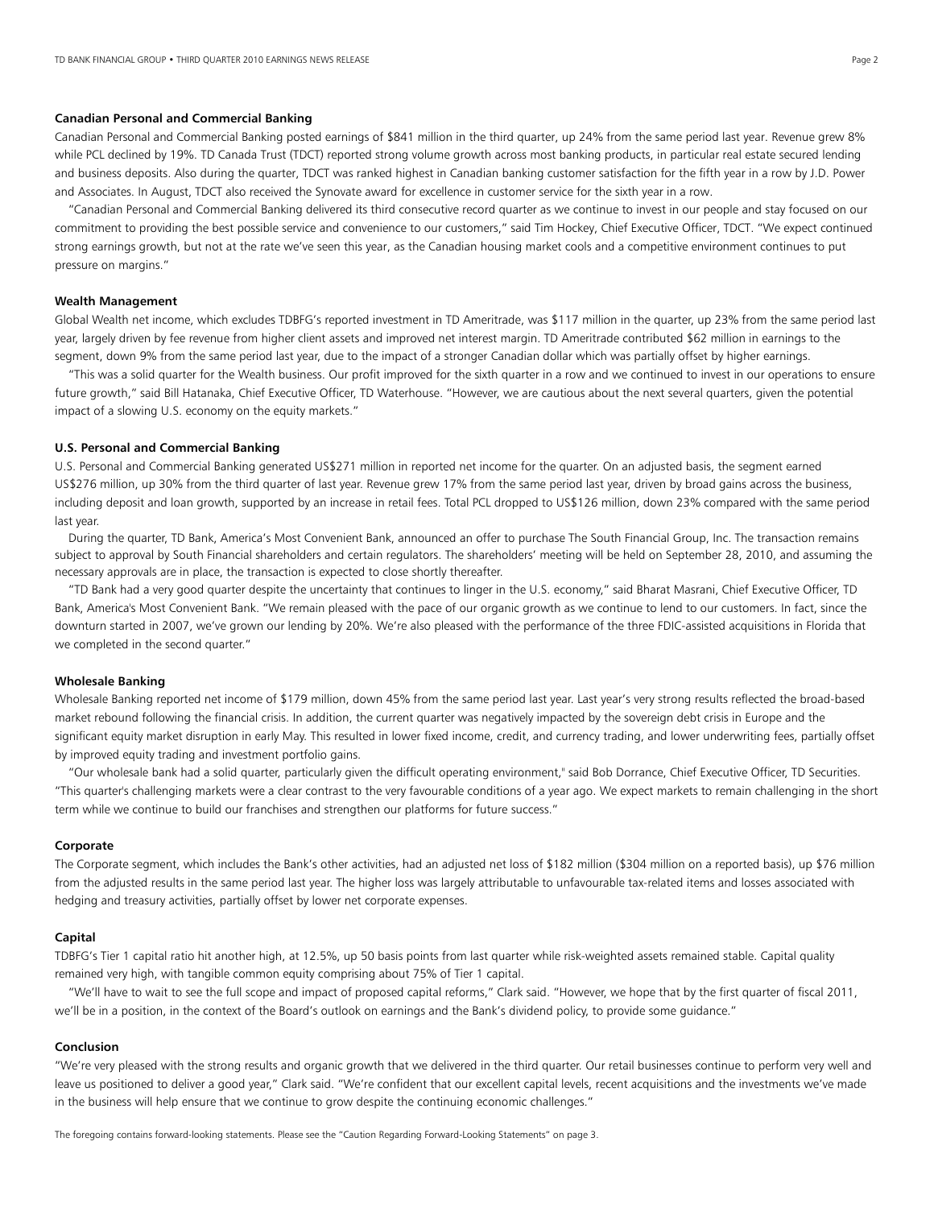**Canadian Personal and Commercial Banking**

Canadian Personal and Commercial Banking posted earnings of $841 million in the third quarter, up 24% from the same period last year. Revenue grew 8% while PCL declined by 19%. TD Canada Trust (TDCT) reported strong volume growth across most banking products, in particular real estate secured lending and business deposits. Also during the quarter, TDCT was ranked highest in Canadian banking customer satisfaction for the fifth year in a row by J.D. Power and Associates. In August, TDCT also received the Synovate award for excellence in customer service for the sixth year in a row.

"Canadian Personal and Commercial Banking delivered its third consecutive record quarter as we continue to invest in our people and stay focused on our commitment to providing the best possible service and convenience to our customers," said Tim Hockey, Chief Executive Officer, TDCT. "We expect continued strong earnings growth, but not at the rate we've seen this year, as the Canadian housing market cools and a competitive environment continues to put pressure on margins."

**Wealth Management**

Global Wealth net income, which excludes TDBFG's reported investment in TD Ameritrade, was $117 million in the quarter, up 23% from the same period last year, largely driven by fee revenue from higher client assets and improved net interest margin. TD Ameritrade contributed $62 million in earnings to the segment, down 9% from the same period last year, due to the impact of a stronger Canadian dollar which was partially offset by higher earnings.

"This was a solid quarter for the Wealth business. Our profit improved for the sixth quarter in a row and we continued to invest in our operations to ensure future growth," said Bill Hatanaka, Chief Executive Officer, TD Waterhouse. "However, we are cautious about the next several quarters, given the potential impact of a slowing U.S. economy on the equity markets."

**U.S. Personal and Commercial Banking**

U.S. Personal and Commercial Banking generated US$271 million in reported net income for the quarter. On an adjusted basis, the segment earned US$276 million, up 30% from the third quarter of last year. Revenue grew 17% from the same period last year, driven by broad gains across the business, including deposit and loan growth, supported by an increase in retail fees. Total PCL dropped to US$126 million, down 23% compared with the same period last year.

During the quarter, TD Bank, America's Most Convenient Bank, announced an offer to purchase The South Financial Group, Inc. The transaction remains subject to approval by South Financial shareholders and certain regulators. The shareholders' meeting will be held on September 28, 2010, and assuming the necessary approvals are in place, the transaction is expected to close shortly thereafter.

"TD Bank had a very good quarter despite the uncertainty that continues to linger in the U.S. economy," said Bharat Masrani, Chief Executive Officer, TD Bank, America's Most Convenient Bank. "We remain pleased with the pace of our organic growth as we continue to lend to our customers. In fact, since the downturn started in 2007, we've grown our lending by 20%. We're also pleased with the performance of the three FDIC-assisted acquisitions in Florida that we completed in the second quarter."

**Wholesale Banking**

Wholesale Banking reported net income of $179 million, down 45% from the same period last year. Last year's very strong results reflected the broad-based market rebound following the financial crisis. In addition, the current quarter was negatively impacted by the sovereign debt crisis in Europe and the significant equity market disruption in early May. This resulted in lower fixed income, credit, and currency trading, and lower underwriting fees, partially offset by improved equity trading and investment portfolio gains.

"Our wholesale bank had a solid quarter, particularly given the difficult operating environment," said Bob Dorrance, Chief Executive Officer, TD Securities. "This quarter's challenging markets were a clear contrast to the very favourable conditions of a year ago. We expect markets to remain challenging in the short term while we continue to build our franchises and strengthen our platforms for future success."

**Corporate**

The Corporate segment, which includes the Bank's other activities, had an adjusted net loss of $182 million ($304 million on a reported basis), up $76 million from the adjusted results in the same period last year. The higher loss was largely attributable to unfavourable tax-related items and losses associated with hedging and treasury activities, partially offset by lower net corporate expenses.

**Capital**

TDBFG's Tier 1 capital ratio hit another high, at 12.5%, up 50 basis points from last quarter while risk-weighted assets remained stable. Capital quality remained very high, with tangible common equity comprising about 75% of Tier 1 capital.

"We'll have to wait to see the full scope and impact of proposed capital reforms," Clark said. "However, we hope that by the first quarter of fiscal 2011, we'll be in a position, in the context of the Board's outlook on earnings and the Bank's dividend policy, to provide some guidance."

**Conclusion**

"We're very pleased with the strong results and organic growth that we delivered in the third quarter. Our retail businesses continue to perform very well and leave us positioned to deliver a good year," Clark said. "We're confident that our excellent capital levels, recent acquisitions and the investments we've made in the business will help ensure that we continue to grow despite the continuing economic challenges."

The foregoing contains forward-looking statements. Please see the "Caution Regarding Forward-Looking Statements" on page 3.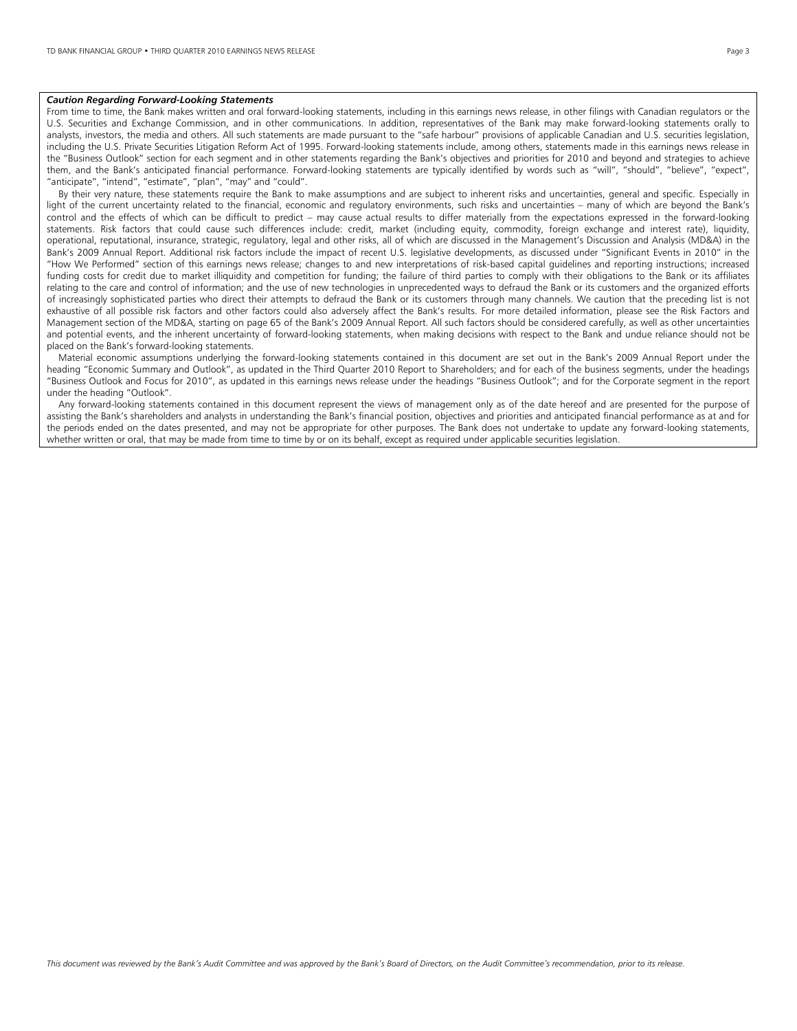***Caution Regarding Forward-Looking Statements***

From time to time, the Bank makes written and oral forward-looking statements, including in this earnings news release, in other filings with Canadian regulators or the U.S. Securities and Exchange Commission, and in other communications. In addition, representatives of the Bank may make forward-looking statements orally to analysts, investors, the media and others. All such statements are made pursuant to the "safe harbour" provisions of applicable Canadian and U.S. securities legislation, including the U.S. Private Securities Litigation Reform Act of 1995. Forward-looking statements include, among others, statements made in this earnings news release in the "Business Outlook" section for each segment and in other statements regarding the Bank's objectives and priorities for 2010 and beyond and strategies to achieve them, and the Bank's anticipated financial performance. Forward-looking statements are typically identified by words such as "will", "should", "believe", "expect", "anticipate", "intend", "estimate", "plan", "may" and "could".

By their very nature, these statements require the Bank to make assumptions and are subject to inherent risks and uncertainties, general and specific. Especially in light of the current uncertainty related to the financial, economic and regulatory environments, such risks and uncertainties – many of which are beyond the Bank's control and the effects of which can be difficult to predict – may cause actual results to differ materially from the expectations expressed in the forward-looking statements. Risk factors that could cause such differences include: credit, market (including equity, commodity, foreign exchange and interest rate), liquidity, operational, reputational, insurance, strategic, regulatory, legal and other risks, all of which are discussed in the Management's Discussion and Analysis (MD&A) in the Bank's 2009 Annual Report. Additional risk factors include the impact of recent U.S. legislative developments, as discussed under "Significant Events in 2010" in the "How We Performed" section of this earnings news release; changes to and new interpretations of risk-based capital guidelines and reporting instructions; increased funding costs for credit due to market illiquidity and competition for funding; the failure of third parties to comply with their obligations to the Bank or its affiliates relating to the care and control of information; and the use of new technologies in unprecedented ways to defraud the Bank or its customers and the organized efforts of increasingly sophisticated parties who direct their attempts to defraud the Bank or its customers through many channels. We caution that the preceding list is not exhaustive of all possible risk factors and other factors could also adversely affect the Bank's results. For more detailed information, please see the Risk Factors and Management section of the MD&A, starting on page 65 of the Bank's 2009 Annual Report. All such factors should be considered carefully, as well as other uncertainties and potential events, and the inherent uncertainty of forward-looking statements, when making decisions with respect to the Bank and undue reliance should not be placed on the Bank's forward-looking statements.

Material economic assumptions underlying the forward-looking statements contained in this document are set out in the Bank's 2009 Annual Report under the heading "Economic Summary and Outlook", as updated in the Third Quarter 2010 Report to Shareholders; and for each of the business segments, under the headings "Business Outlook and Focus for 2010", as updated in this earnings news release under the headings "Business Outlook"; and for the Corporate segment in the report under the heading "Outlook".

Any forward-looking statements contained in this document represent the views of management only as of the date hereof and are presented for the purpose of assisting the Bank's shareholders and analysts in understanding the Bank's financial position, objectives and priorities and anticipated financial performance as at and for the periods ended on the dates presented, and may not be appropriate for other purposes. The Bank does not undertake to update any forward-looking statements, whether written or oral, that may be made from time to time by or on its behalf, except as required under applicable securities legislation.

*This document was reviewed by the Bank's Audit Committee and was approved by the Bank's Board of Directors, on the Audit Committee's recommendation, prior to its release.*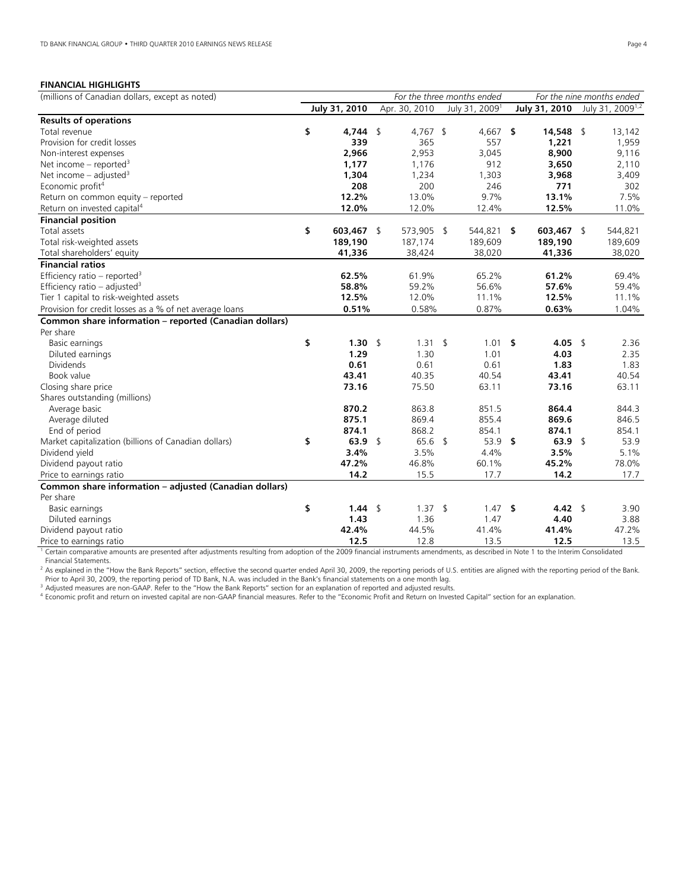## FINANCIAL HIGHLIGHTS

| (millions of Canadian dollars, except as noted) | For the three months ended | | | For the nine months ended | |
|---|---|---|---|---|---|
| | **July 31, 2010** | Apr. 30, 2010 | July 31, 2009[1] | **July 31, 2010** | July 31, 2009[1,2] |
| **Results of operations** | | | | | |
| Total revenue | **$ 4,744** | $ 4,767 | $ 4,667 | **$ 14,548** | $ 13,142 |
| Provision for credit losses | **339** | 365 | 557 | **1,221** | 1,959 |
| Non-interest expenses | **2,966** | 2,953 | 3,045 | **8,900** | 9,116 |
| Net income – reported[3] | **1,177** | 1,176 | 912 | **3,650** | 2,110 |
| Net income – adjusted[3] | **1,304** | 1,234 | 1,303 | **3,968** | 3,409 |
| Economic profit[4] | **208** | 200 | 246 | **771** | 302 |
| Return on common equity – reported | **12.2%** | 13.0% | 9.7% | **13.1%** | 7.5% |
| Return on invested capital[4] | **12.0%** | 12.0% | 12.4% | **12.5%** | 11.0% |
| **Financial position** | | | | | |
| Total assets | **$ 603,467** | $ 573,905 | $ 544,821 | **$ 603,467** | $ 544,821 |
| Total risk-weighted assets | **189,190** | 187,174 | 189,609 | **189,190** | 189,609 |
| Total shareholders' equity | **41,336** | 38,424 | 38,020 | **41,336** | 38,020 |
| **Financial ratios** | | | | | |
| Efficiency ratio – reported[3] | **62.5%** | 61.9% | 65.2% | **61.2%** | 69.4% |
| Efficiency ratio – adjusted[3] | **58.8%** | 59.2% | 56.6% | **57.6%** | 59.4% |
| Tier 1 capital to risk-weighted assets | **12.5%** | 12.0% | 11.1% | **12.5%** | 11.1% |
| Provision for credit losses as a % of net average loans | **0.51%** | 0.58% | 0.87% | **0.63%** | 1.04% |
| **Common share information – reported (Canadian dollars)** | | | | | |
| Per share | | | | | |
| Basic earnings | **$ 1.30** | $ 1.31 | $ 1.01 | **$ 4.05** | $ 2.36 |
| Diluted earnings | **1.29** | 1.30 | 1.01 | **4.03** | 2.35 |
| Dividends | **0.61** | 0.61 | 0.61 | **1.83** | 1.83 |
| Book value | **43.41** | 40.35 | 40.54 | **43.41** | 40.54 |
| Closing share price | **73.16** | 75.50 | 63.11 | **73.16** | 63.11 |
| Shares outstanding (millions) | | | | | |
| Average basic | **870.2** | 863.8 | 851.5 | **864.4** | 844.3 |
| Average diluted | **875.1** | 869.4 | 855.4 | **869.6** | 846.5 |
| End of period | **874.1** | 868.2 | 854.1 | **874.1** | 854.1 |
| Market capitalization (billions of Canadian dollars) | **$ 63.9** | $ 65.6 | $ 53.9 | **$ 63.9** | $ 53.9 |
| Dividend yield | **3.4%** | 3.5% | 4.4% | **3.5%** | 5.1% |
| Dividend payout ratio | **47.2%** | 46.8% | 60.1% | **45.2%** | 78.0% |
| Price to earnings ratio | **14.2** | 15.5 | 17.7 | **14.2** | 17.7 |
| **Common share information – adjusted (Canadian dollars)** | | | | | |
| Per share | | | | | |
| Basic earnings | **$ 1.44** | $ 1.37 | $ 1.47 | **$ 4.42** | $ 3.90 |
| Diluted earnings | **1.43** | 1.36 | 1.47 | **4.40** | 3.88 |
| Dividend payout ratio | **42.4%** | 44.5% | 41.4% | **41.4%** | 47.2% |
| Price to earnings ratio | **12.5** | 12.8 | 13.5 | **12.5** | 13.5 |

[1] Certain comparative amounts are presented after adjustments resulting from adoption of the 2009 financial instruments amendments, as described in Note 1 to the Interim Consolidated Financial Statements.

[2] As explained in the "How the Bank Reports" section, effective the second quarter ended April 30, 2009, the reporting periods of U.S. entities are aligned with the reporting period of the Bank. Prior to April 30, 2009, the reporting period of TD Bank, N.A. was included in the Bank's financial statements on a one month lag.

[3] Adjusted measures are non-GAAP. Refer to the "How the Bank Reports" section for an explanation of reported and adjusted results.

[4] Economic profit and return on invested capital are non-GAAP financial measures. Refer to the "Economic Profit and Return on Invested Capital" section for an explanation.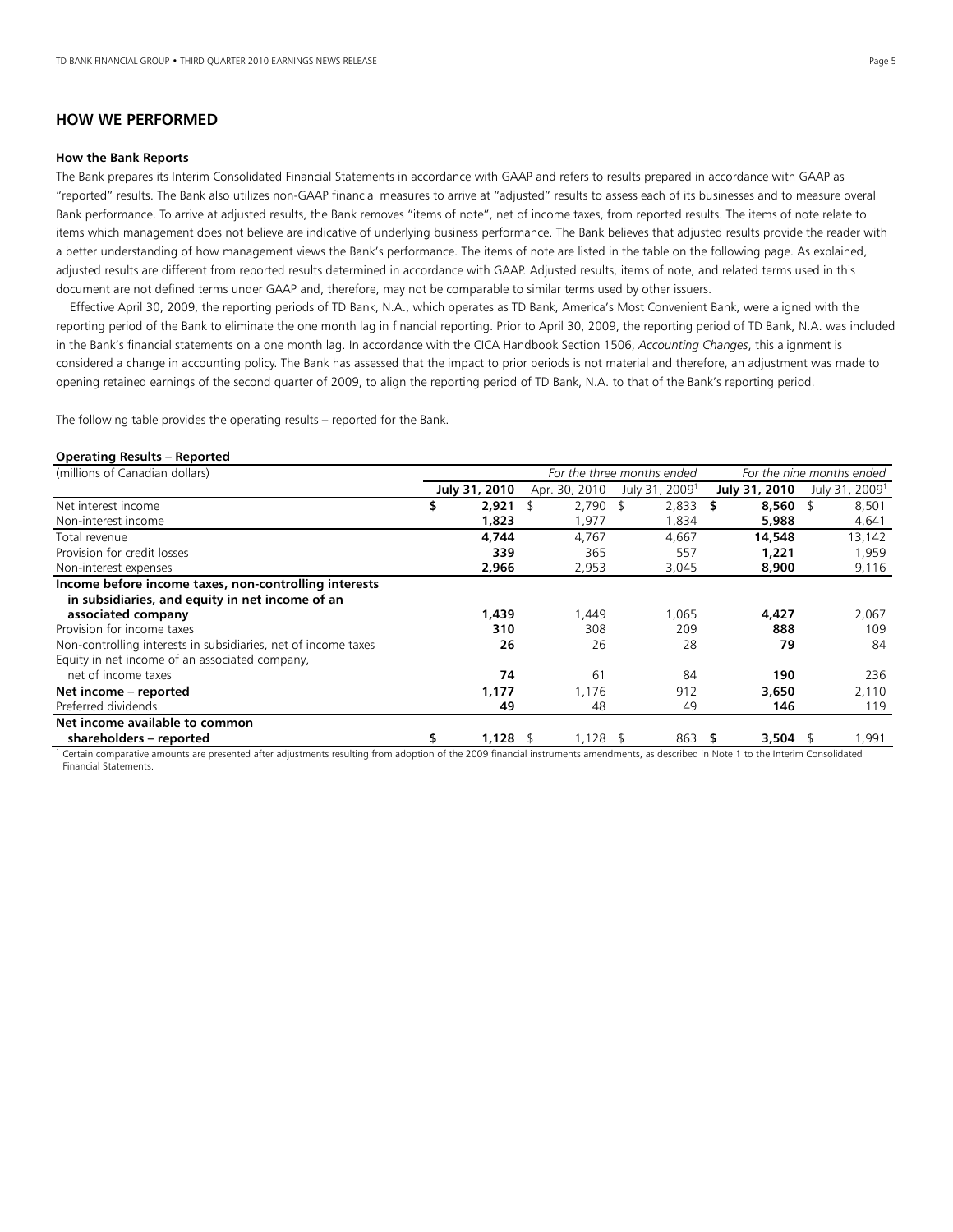## HOW WE PERFORMED

### How the Bank Reports

The Bank prepares its Interim Consolidated Financial Statements in accordance with GAAP and refers to results prepared in accordance with GAAP as "reported" results. The Bank also utilizes non-GAAP financial measures to arrive at "adjusted" results to assess each of its businesses and to measure overall Bank performance. To arrive at adjusted results, the Bank removes "items of note", net of income taxes, from reported results. The items of note relate to items which management does not believe are indicative of underlying business performance. The Bank believes that adjusted results provide the reader with a better understanding of how management views the Bank's performance. The items of note are listed in the table on the following page. As explained, adjusted results are different from reported results determined in accordance with GAAP. Adjusted results, items of note, and related terms used in this document are not defined terms under GAAP and, therefore, may not be comparable to similar terms used by other issuers.

Effective April 30, 2009, the reporting periods of TD Bank, N.A., which operates as TD Bank, America's Most Convenient Bank, were aligned with the reporting period of the Bank to eliminate the one month lag in financial reporting. Prior to April 30, 2009, the reporting period of TD Bank, N.A. was included in the Bank's financial statements on a one month lag. In accordance with the CICA Handbook Section 1506, *Accounting Changes*, this alignment is considered a change in accounting policy. The Bank has assessed that the impact to prior periods is not material and therefore, an adjustment was made to opening retained earnings of the second quarter of 2009, to align the reporting period of TD Bank, N.A. to that of the Bank's reporting period.

The following table provides the operating results – reported for the Bank.

**Operating Results – Reported**

| (millions of Canadian dollars) | *For the three months ended* | | | *For the nine months ended* | |
|---|---|---|---|---|---|
| | **July 31, 2010** | Apr. 30, 2010 | July 31, 2009[1] | **July 31, 2010** | July 31, 2009[1] |
| Net interest income | **$ 2,921** | $ 2,790 | $ 2,833 | **$ 8,560** | $ 8,501 |
| Non-interest income | **1,823** | 1,977 | 1,834 | **5,988** | 4,641 |
| Total revenue | **4,744** | 4,767 | 4,667 | **14,548** | 13,142 |
| Provision for credit losses | **339** | 365 | 557 | **1,221** | 1,959 |
| Non-interest expenses | **2,966** | 2,953 | 3,045 | **8,900** | 9,116 |
| **Income before income taxes, non-controlling interests in subsidiaries, and equity in net income of an associated company** | **1,439** | 1,449 | 1,065 | **4,427** | 2,067 |
| Provision for income taxes | **310** | 308 | 209 | **888** | 109 |
| Non-controlling interests in subsidiaries, net of income taxes | **26** | 26 | 28 | **79** | 84 |
| Equity in net income of an associated company, net of income taxes | **74** | 61 | 84 | **190** | 236 |
| **Net income – reported** | **1,177** | 1,176 | 912 | **3,650** | 2,110 |
| Preferred dividends | **49** | 48 | 49 | **146** | 119 |
| **Net income available to common shareholders – reported** | **$ 1,128** | $ 1,128 | $ 863 | **$ 3,504** | $ 1,991 |

[1] Certain comparative amounts are presented after adjustments resulting from adoption of the 2009 financial instruments amendments, as described in Note 1 to the Interim Consolidated Financial Statements.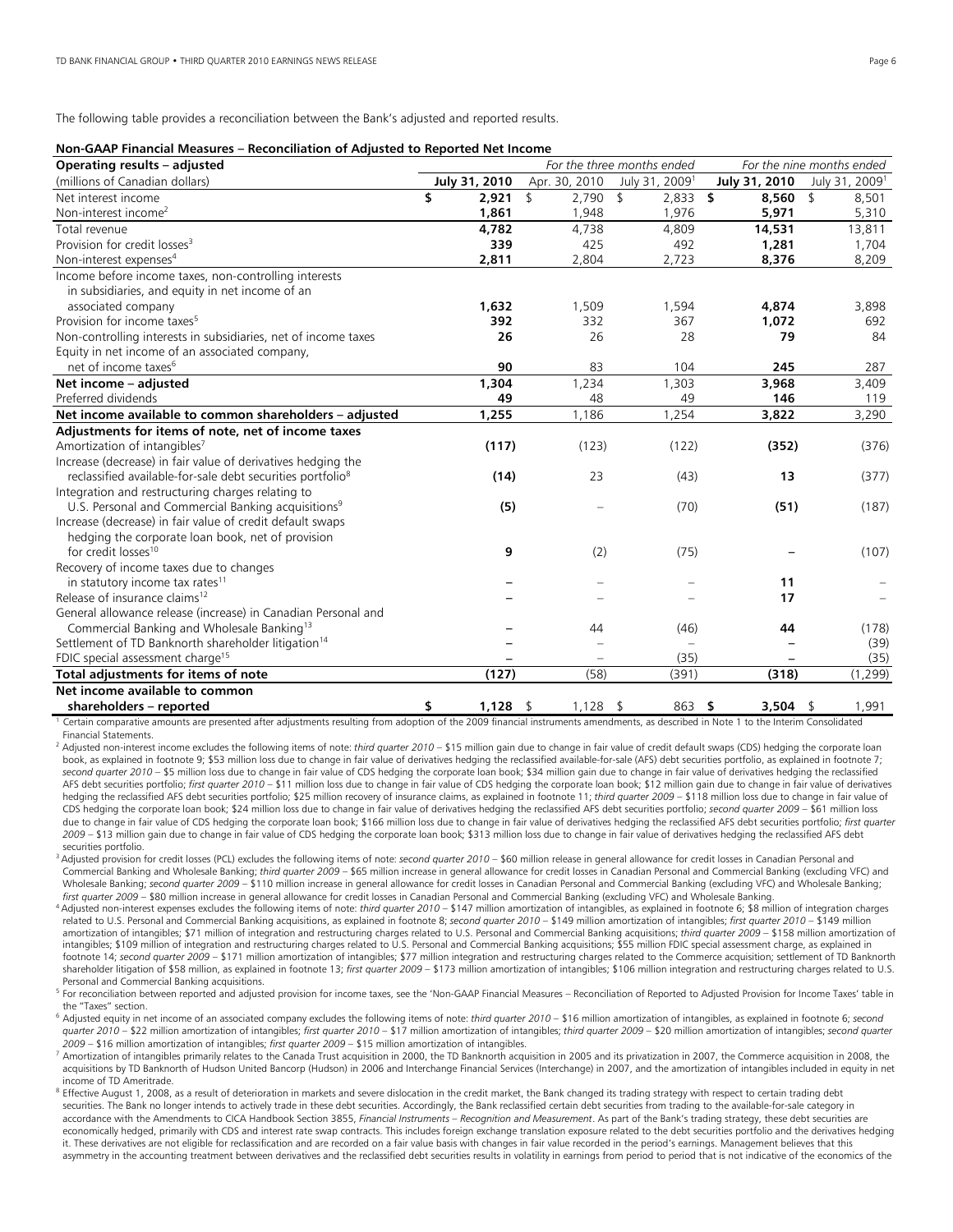The following table provides a reconciliation between the Bank's adjusted and reported results.

**Non-GAAP Financial Measures – Reconciliation of Adjusted to Reported Net Income**

| Operating results – adjusted | *For the three months ended* | | | *For the nine months ended* | |
|---|---|---|---|---|---|
| (millions of Canadian dollars) | **July 31, 2010** | Apr. 30, 2010 | July 31, 2009[1] | **July 31, 2010** | July 31, 2009[1] |
| Net interest income | **$ 2,921** | $ 2,790 | $ 2,833 | **$ 8,560** | $ 8,501 |
| Non-interest income[2] | **1,861** | 1,948 | 1,976 | **5,971** | 5,310 |
| Total revenue | **4,782** | 4,738 | 4,809 | **14,531** | 13,811 |
| Provision for credit losses[3] | **339** | 425 | 492 | **1,281** | 1,704 |
| Non-interest expenses[4] | **2,811** | 2,804 | 2,723 | **8,376** | 8,209 |
| Income before income taxes, non-controlling interests in subsidiaries, and equity in net income of an associated company | **1,632** | 1,509 | 1,594 | **4,874** | 3,898 |
| Provision for income taxes[5] | **392** | 332 | 367 | **1,072** | 692 |
| Non-controlling interests in subsidiaries, net of income taxes | **26** | 26 | 28 | **79** | 84 |
| Equity in net income of an associated company, net of income taxes[6] | **90** | 83 | 104 | **245** | 287 |
| **Net income – adjusted** | **1,304** | 1,234 | 1,303 | **3,968** | 3,409 |
| Preferred dividends | **49** | 48 | 49 | **146** | 119 |
| **Net income available to common shareholders – adjusted** | **1,255** | 1,186 | 1,254 | **3,822** | 3,290 |
| **Adjustments for items of note, net of income taxes** | | | | | |
| Amortization of intangibles[7] | **(117)** | (123) | (122) | **(352)** | (376) |
| Increase (decrease) in fair value of derivatives hedging the reclassified available-for-sale debt securities portfolio[8] | **(14)** | 23 | (43) | **13** | (377) |
| Integration and restructuring charges relating to U.S. Personal and Commercial Banking acquisitions[9] | **(5)** | – | (70) | **(51)** | (187) |
| Increase (decrease) in fair value of credit default swaps hedging the corporate loan book, net of provision for credit losses[10] | **9** | (2) | (75) | **–** | (107) |
| Recovery of income taxes due to changes in statutory income tax rates[11] | **–** | – | – | **11** | – |
| Release of insurance claims[12] | **–** | – | – | **17** | – |
| General allowance release (increase) in Canadian Personal and Commercial Banking and Wholesale Banking[13] | **–** | 44 | (46) | **44** | (178) |
| Settlement of TD Banknorth shareholder litigation[14] | **–** | – | – | **–** | (39) |
| FDIC special assessment charge[15] | **–** | – | (35) | **–** | (35) |
| **Total adjustments for items of note** | **(127)** | (58) | (391) | **(318)** | (1,299) |
| **Net income available to common shareholders – reported** | **$ 1,128** | $ 1,128 | $ 863 | **$ 3,504** | $ 1,991 |

[1] Certain comparative amounts are presented after adjustments resulting from adoption of the 2009 financial instruments amendments, as described in Note 1 to the Interim Consolidated Financial Statements.

[2] Adjusted non-interest income excludes the following items of note: *third quarter 2010* – $15 million gain due to change in fair value of credit default swaps (CDS) hedging the corporate loan book, as explained in footnote 9; $53 million loss due to change in fair value of derivatives hedging the reclassified available-for-sale (AFS) debt securities portfolio, as explained in footnote 7; *second quarter 2010* – $5 million loss due to change in fair value of CDS hedging the corporate loan book; $34 million gain due to change in fair value of derivatives hedging the reclassified AFS debt securities portfolio; *first quarter 2010* – $11 million loss due to change in fair value of CDS hedging the corporate loan book; $12 million gain due to change in fair value of derivatives hedging the reclassified AFS debt securities portfolio; $25 million recovery of insurance claims, as explained in footnote 11; *third quarter 2009* – $118 million loss due to change in fair value of CDS hedging the corporate loan book; $24 million loss due to change in fair value of derivatives hedging the reclassified AFS debt securities portfolio; *second quarter 2009* – $61 million loss due to change in fair value of CDS hedging the corporate loan book; $166 million loss due to change in fair value of derivatives hedging the reclassified AFS debt securities portfolio; *first quarter 2009* – $13 million gain due to change in fair value of CDS hedging the corporate loan book; $313 million loss due to change in fair value of derivatives hedging the reclassified AFS debt securities portfolio.

[3] Adjusted provision for credit losses (PCL) excludes the following items of note: *second quarter 2010* – $60 million release in general allowance for credit losses in Canadian Personal and Commercial Banking and Wholesale Banking; *third quarter 2009* – $65 million increase in general allowance for credit losses in Canadian Personal and Commercial Banking (excluding VFC) and Wholesale Banking; *second quarter 2009* – $110 million increase in general allowance for credit losses in Canadian Personal and Commercial Banking (excluding VFC) and Wholesale Banking; *first quarter 2009* – $80 million increase in general allowance for credit losses in Canadian Personal and Commercial Banking (excluding VFC) and Wholesale Banking.

[4] Adjusted non-interest expenses excludes the following items of note: *third quarter 2010* – $147 million amortization of intangibles, as explained in footnote 6; $8 million of integration charges related to U.S. Personal and Commercial Banking acquisitions, as explained in footnote 8; *second quarter 2010* – $149 million amortization of intangibles; *first quarter 2010* – $149 million amortization of intangibles; $71 million of integration and restructuring charges related to U.S. Personal and Commercial Banking acquisitions; *third quarter 2009* – $158 million amortization of intangibles; $109 million of integration and restructuring charges related to U.S. Personal and Commercial Banking acquisitions; $55 million FDIC special assessment charge, as explained in footnote 14; *second quarter 2009* – $171 million amortization of intangibles; $77 million integration and restructuring charges related to the Commerce acquisition; settlement of TD Banknorth shareholder litigation of $58 million, as explained in footnote 13; *first quarter 2009* – $173 million amortization of intangibles; $106 million integration and restructuring charges related to U.S. Personal and Commercial Banking acquisitions.

[5] For reconciliation between reported and adjusted provision for income taxes, see the 'Non-GAAP Financial Measures – Reconciliation of Reported to Adjusted Provision for Income Taxes' table in the "Taxes" section.

[6] Adjusted equity in net income of an associated company excludes the following items of note: *third quarter 2010* – $16 million amortization of intangibles, as explained in footnote 6; *second quarter 2010* – $22 million amortization of intangibles; *first quarter 2010* – $17 million amortization of intangibles; *third quarter 2009* – $20 million amortization of intangibles; *second quarter 2009* – $16 million amortization of intangibles; *first quarter 2009* – $15 million amortization of intangibles.

[7] Amortization of intangibles primarily relates to the Canada Trust acquisition in 2000, the TD Banknorth acquisition in 2005 and its privatization in 2007, the Commerce acquisition in 2008, the acquisitions by TD Banknorth of Hudson United Bancorp (Hudson) in 2006 and Interchange Financial Services (Interchange) in 2007, and the amortization of intangibles included in equity in net income of TD Ameritrade.

[8] Effective August 1, 2008, as a result of deterioration in markets and severe dislocation in the credit market, the Bank changed its trading strategy with respect to certain trading debt securities. The Bank no longer intends to actively trade in these debt securities. Accordingly, the Bank reclassified certain debt securities from trading to the available-for-sale category in accordance with the Amendments to CICA Handbook Section 3855, *Financial Instruments – Recognition and Measurement*. As part of the Bank's trading strategy, these debt securities are economically hedged, primarily with CDS and interest rate swap contracts. This includes foreign exchange translation exposure related to the debt securities portfolio and the derivatives hedging it. These derivatives are not eligible for reclassification and are recorded on a fair value basis with changes in fair value recorded in the period's earnings. Management believes that this asymmetry in the accounting treatment between derivatives and the reclassified debt securities results in volatility in earnings from period to period that is not indicative of the economics of the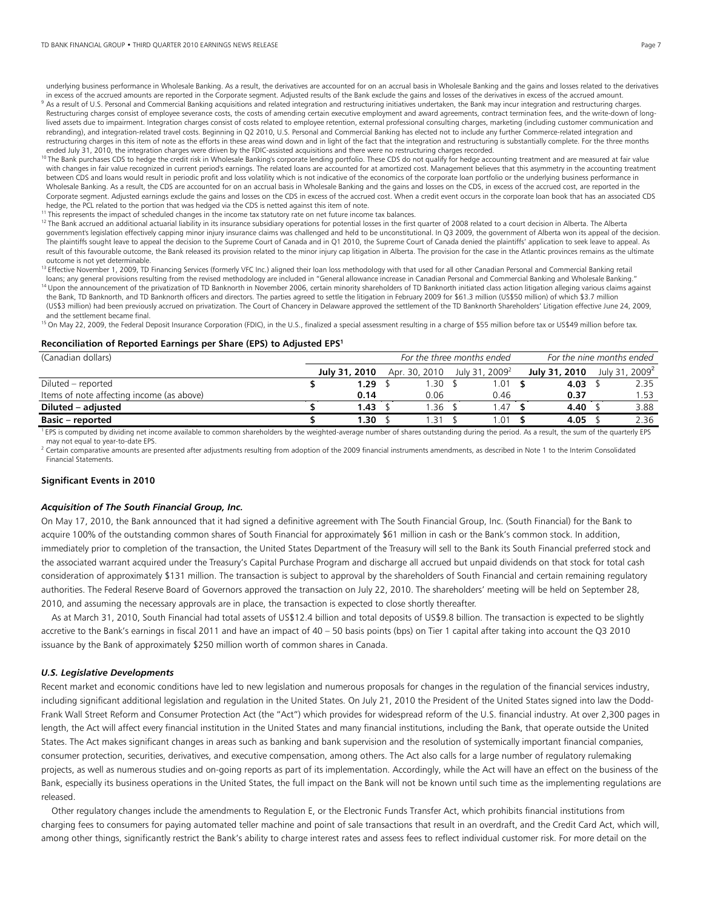underlying business performance in Wholesale Banking. As a result, the derivatives are accounted for on an accrual basis in Wholesale Banking and the gains and losses related to the derivatives in excess of the accrued amounts are reported in the Corporate segment. Adjusted results of the Bank exclude the gains and losses of the derivatives in excess of the accrued amount.

[9] As a result of U.S. Personal and Commercial Banking acquisitions and related integration and restructuring initiatives undertaken, the Bank may incur integration and restructuring charges. Restructuring charges consist of employee severance costs, the costs of amending certain executive employment and award agreements, contract termination fees, and the write-down of long-lived assets due to impairment. Integration charges consist of costs related to employee retention, external professional consulting charges, marketing (including customer communication and rebranding), and integration-related travel costs. Beginning in Q2 2010, U.S. Personal and Commercial Banking has elected not to include any further Commerce-related integration and restructuring charges in this item of note as the efforts in these areas wind down and in light of the fact that the integration and restructuring is substantially complete. For the three months ended July 31, 2010, the integration charges were driven by the FDIC-assisted acquisitions and there were no restructuring charges recorded.

[10] The Bank purchases CDS to hedge the credit risk in Wholesale Banking's corporate lending portfolio. These CDS do not qualify for hedge accounting treatment and are measured at fair value with changes in fair value recognized in current period's earnings. The related loans are accounted for at amortized cost. Management believes that this asymmetry in the accounting treatment between CDS and loans would result in periodic profit and loss volatility which is not indicative of the economics of the corporate loan portfolio or the underlying business performance in Wholesale Banking. As a result, the CDS are accounted for on an accrual basis in Wholesale Banking and the gains and losses on the CDS, in excess of the accrued cost, are reported in the Corporate segment. Adjusted earnings exclude the gains and losses on the CDS in excess of the accrued cost. When a credit event occurs in the corporate loan book that has an associated CDS hedge, the PCL related to the portion that was hedged via the CDS is netted against this item of note.

[11] This represents the impact of scheduled changes in the income tax statutory rate on net future income tax balances.

[12] The Bank accrued an additional actuarial liability in its insurance subsidiary operations for potential losses in the first quarter of 2008 related to a court decision in Alberta. The Alberta government's legislation effectively capping minor injury insurance claims was challenged and held to be unconstitutional. In Q3 2009, the government of Alberta won its appeal of the decision. The plaintiffs sought leave to appeal the decision to the Supreme Court of Canada and in Q1 2010, the Supreme Court of Canada denied the plaintiffs' application to seek leave to appeal. As result of this favourable outcome, the Bank released its provision related to the minor injury cap litigation in Alberta. The provision for the case in the Atlantic provinces remains as the ultimate outcome is not yet determinable.

[13] Effective November 1, 2009, TD Financing Services (formerly VFC Inc.) aligned their loan loss methodology with that used for all other Canadian Personal and Commercial Banking retail loans; any general provisions resulting from the revised methodology are included in "General allowance increase in Canadian Personal and Commercial Banking and Wholesale Banking."

[14] Upon the announcement of the privatization of TD Banknorth in November 2006, certain minority shareholders of TD Banknorth initiated class action litigation alleging various claims against the Bank, TD Banknorth, and TD Banknorth officers and directors. The parties agreed to settle the litigation in February 2009 for $61.3 million (US$50 million) of which $3.7 million (US$3 million) had been previously accrued on privatization. The Court of Chancery in Delaware approved the settlement of the TD Banknorth Shareholders' Litigation effective June 24, 2009, and the settlement became final.

[15] On May 22, 2009, the Federal Deposit Insurance Corporation (FDIC), in the U.S., finalized a special assessment resulting in a charge of $55 million before tax or US$49 million before tax.

**Reconciliation of Reported Earnings per Share (EPS) to Adjusted EPS[1]**

| (Canadian dollars) | *For the three months ended* | | | *For the nine months ended* | |
|---|---|---|---|---|---|
| | **July 31, 2010** | Apr. 30, 2010 | July 31, 2009[2] | **July 31, 2010** | July 31, 2009[2] |
| Diluted – reported | **$ 1.29** | $ 1.30 | $ 1.01 | **$ 4.03** | $ 2.35 |
| Items of note affecting income (as above) | **0.14** | 0.06 | 0.46 | **0.37** | 1.53 |
| **Diluted – adjusted** | **$ 1.43** | $ 1.36 | $ 1.47 | **$ 4.40** | $ 3.88 |
| **Basic – reported** | **$ 1.30** | $ 1.31 | $ 1.01 | **$ 4.05** | $ 2.36 |

[1] EPS is computed by dividing net income available to common shareholders by the weighted-average number of shares outstanding during the period. As a result, the sum of the quarterly EPS may not equal to year-to-date EPS.

[2] Certain comparative amounts are presented after adjustments resulting from adoption of the 2009 financial instruments amendments, as described in Note 1 to the Interim Consolidated Financial Statements.

**Significant Events in 2010**

***Acquisition of The South Financial Group, Inc.***

On May 17, 2010, the Bank announced that it had signed a definitive agreement with The South Financial Group, Inc. (South Financial) for the Bank to acquire 100% of the outstanding common shares of South Financial for approximately $61 million in cash or the Bank's common stock. In addition, immediately prior to completion of the transaction, the United States Department of the Treasury will sell to the Bank its South Financial preferred stock and the associated warrant acquired under the Treasury's Capital Purchase Program and discharge all accrued but unpaid dividends on that stock for total cash consideration of approximately $131 million. The transaction is subject to approval by the shareholders of South Financial and certain remaining regulatory authorities. The Federal Reserve Board of Governors approved the transaction on July 22, 2010. The shareholders' meeting will be held on September 28, 2010, and assuming the necessary approvals are in place, the transaction is expected to close shortly thereafter.

As at March 31, 2010, South Financial had total assets of US$12.4 billion and total deposits of US$9.8 billion. The transaction is expected to be slightly accretive to the Bank's earnings in fiscal 2011 and have an impact of 40 – 50 basis points (bps) on Tier 1 capital after taking into account the Q3 2010 issuance by the Bank of approximately $250 million worth of common shares in Canada.

***U.S. Legislative Developments***

Recent market and economic conditions have led to new legislation and numerous proposals for changes in the regulation of the financial services industry, including significant additional legislation and regulation in the United States. On July 21, 2010 the President of the United States signed into law the Dodd-Frank Wall Street Reform and Consumer Protection Act (the "Act") which provides for widespread reform of the U.S. financial industry. At over 2,300 pages in length, the Act will affect every financial institution in the United States and many financial institutions, including the Bank, that operate outside the United States. The Act makes significant changes in areas such as banking and bank supervision and the resolution of systemically important financial companies, consumer protection, securities, derivatives, and executive compensation, among others. The Act also calls for a large number of regulatory rulemaking projects, as well as numerous studies and on-going reports as part of its implementation. Accordingly, while the Act will have an effect on the business of the Bank, especially its business operations in the United States, the full impact on the Bank will not be known until such time as the implementing regulations are released.

Other regulatory changes include the amendments to Regulation E, or the Electronic Funds Transfer Act, which prohibits financial institutions from charging fees to consumers for paying automated teller machine and point of sale transactions that result in an overdraft, and the Credit Card Act, which will, among other things, significantly restrict the Bank's ability to charge interest rates and assess fees to reflect individual customer risk. For more detail on the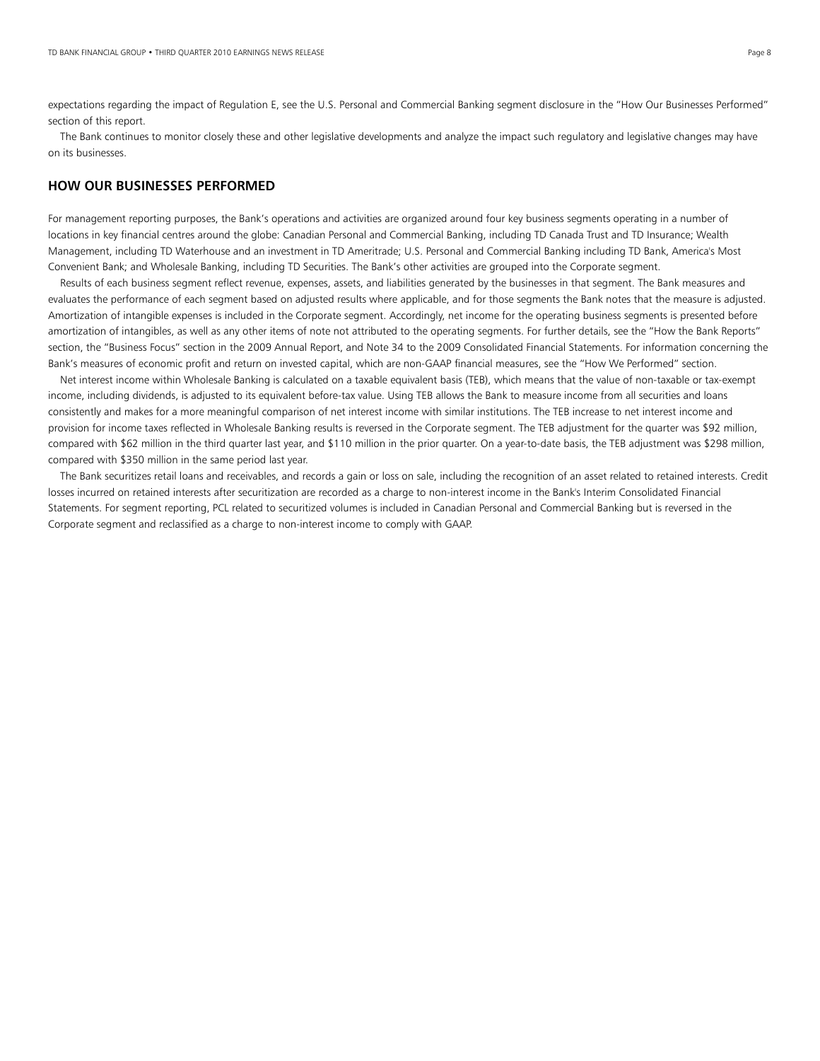expectations regarding the impact of Regulation E, see the U.S. Personal and Commercial Banking segment disclosure in the "How Our Businesses Performed" section of this report.

The Bank continues to monitor closely these and other legislative developments and analyze the impact such regulatory and legislative changes may have on its businesses.

## HOW OUR BUSINESSES PERFORMED

For management reporting purposes, the Bank's operations and activities are organized around four key business segments operating in a number of locations in key financial centres around the globe: Canadian Personal and Commercial Banking, including TD Canada Trust and TD Insurance; Wealth Management, including TD Waterhouse and an investment in TD Ameritrade; U.S. Personal and Commercial Banking including TD Bank, America's Most Convenient Bank; and Wholesale Banking, including TD Securities. The Bank's other activities are grouped into the Corporate segment.

Results of each business segment reflect revenue, expenses, assets, and liabilities generated by the businesses in that segment. The Bank measures and evaluates the performance of each segment based on adjusted results where applicable, and for those segments the Bank notes that the measure is adjusted. Amortization of intangible expenses is included in the Corporate segment. Accordingly, net income for the operating business segments is presented before amortization of intangibles, as well as any other items of note not attributed to the operating segments. For further details, see the "How the Bank Reports" section, the "Business Focus" section in the 2009 Annual Report, and Note 34 to the 2009 Consolidated Financial Statements. For information concerning the Bank's measures of economic profit and return on invested capital, which are non-GAAP financial measures, see the "How We Performed" section.

Net interest income within Wholesale Banking is calculated on a taxable equivalent basis (TEB), which means that the value of non-taxable or tax-exempt income, including dividends, is adjusted to its equivalent before-tax value. Using TEB allows the Bank to measure income from all securities and loans consistently and makes for a more meaningful comparison of net interest income with similar institutions. The TEB increase to net interest income and provision for income taxes reflected in Wholesale Banking results is reversed in the Corporate segment. The TEB adjustment for the quarter was $92 million, compared with $62 million in the third quarter last year, and $110 million in the prior quarter. On a year-to-date basis, the TEB adjustment was $298 million, compared with $350 million in the same period last year.

The Bank securitizes retail loans and receivables, and records a gain or loss on sale, including the recognition of an asset related to retained interests. Credit losses incurred on retained interests after securitization are recorded as a charge to non-interest income in the Bank's Interim Consolidated Financial Statements. For segment reporting, PCL related to securitized volumes is included in Canadian Personal and Commercial Banking but is reversed in the Corporate segment and reclassified as a charge to non-interest income to comply with GAAP.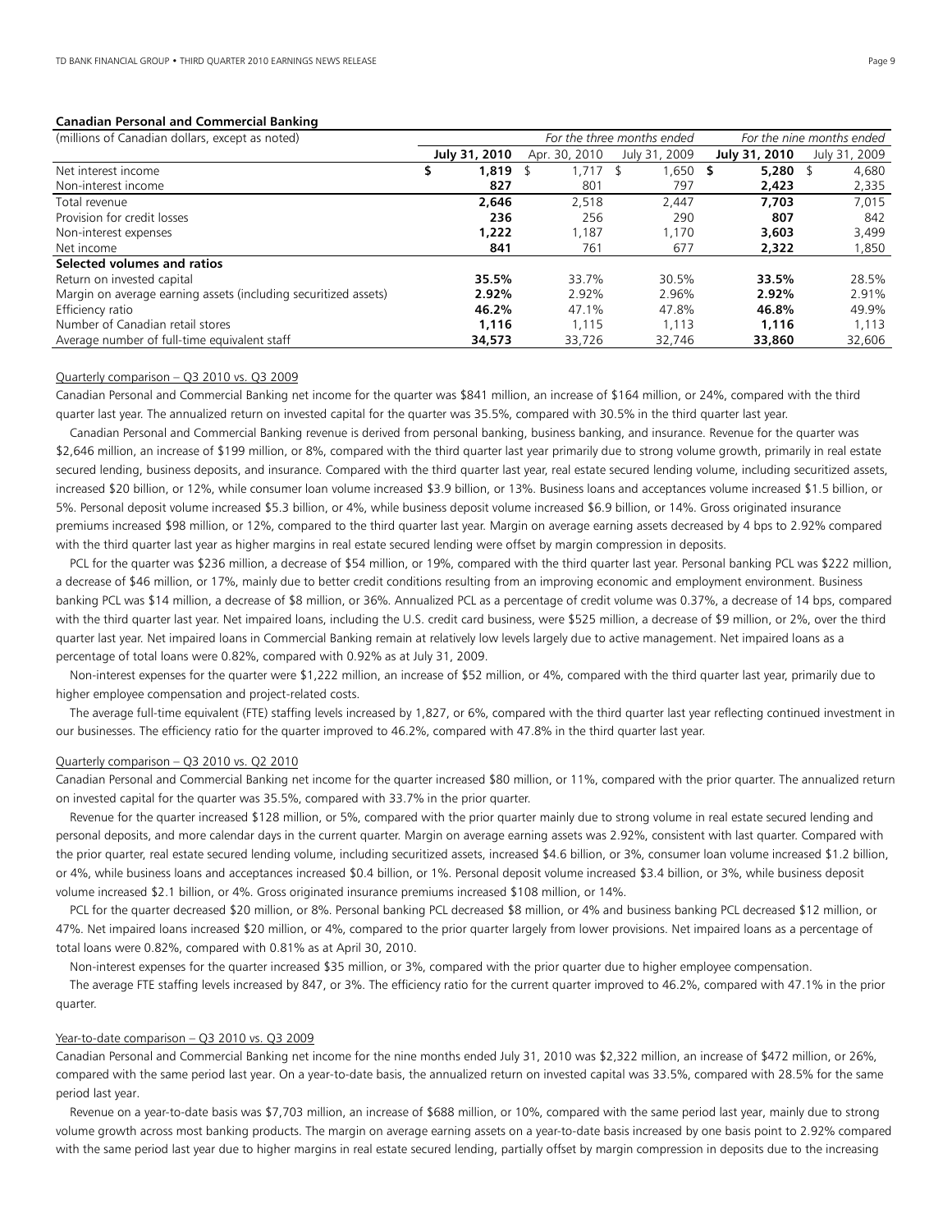**Canadian Personal and Commercial Banking**

| (millions of Canadian dollars, except as noted) | *For the three months ended* | | | *For the nine months ended* | |
|---|---|---|---|---|---|
| | **July 31, 2010** | Apr. 30, 2010 | July 31, 2009 | **July 31, 2010** | July 31, 2009 |
| Net interest income | **$ 1,819** | $ 1,717 | $ 1,650 | **$ 5,280** | $ 4,680 |
| Non-interest income | **827** | 801 | 797 | **2,423** | 2,335 |
| Total revenue | **2,646** | 2,518 | 2,447 | **7,703** | 7,015 |
| Provision for credit losses | **236** | 256 | 290 | **807** | 842 |
| Non-interest expenses | **1,222** | 1,187 | 1,170 | **3,603** | 3,499 |
| Net income | **841** | 761 | 677 | **2,322** | 1,850 |
| **Selected volumes and ratios** | | | | | |
| Return on invested capital | **35.5%** | 33.7% | 30.5% | **33.5%** | 28.5% |
| Margin on average earning assets (including securitized assets) | **2.92%** | 2.92% | 2.96% | **2.92%** | 2.91% |
| Efficiency ratio | **46.2%** | 47.1% | 47.8% | **46.8%** | 49.9% |
| Number of Canadian retail stores | **1,116** | 1,115 | 1,113 | **1,116** | 1,113 |
| Average number of full-time equivalent staff | **34,573** | 33,726 | 32,746 | **33,860** | 32,606 |

Quarterly comparison – Q3 2010 vs. Q3 2009

Canadian Personal and Commercial Banking net income for the quarter was $841 million, an increase of $164 million, or 24%, compared with the third quarter last year. The annualized return on invested capital for the quarter was 35.5%, compared with 30.5% in the third quarter last year.

Canadian Personal and Commercial Banking revenue is derived from personal banking, business banking, and insurance. Revenue for the quarter was $2,646 million, an increase of $199 million, or 8%, compared with the third quarter last year primarily due to strong volume growth, primarily in real estate secured lending, business deposits, and insurance. Compared with the third quarter last year, real estate secured lending volume, including securitized assets, increased $20 billion, or 12%, while consumer loan volume increased $3.9 billion, or 13%. Business loans and acceptances volume increased $1.5 billion, or 5%. Personal deposit volume increased $5.3 billion, or 4%, while business deposit volume increased $6.9 billion, or 14%. Gross originated insurance premiums increased $98 million, or 12%, compared to the third quarter last year. Margin on average earning assets decreased by 4 bps to 2.92% compared with the third quarter last year as higher margins in real estate secured lending were offset by margin compression in deposits.

PCL for the quarter was $236 million, a decrease of $54 million, or 19%, compared with the third quarter last year. Personal banking PCL was $222 million, a decrease of $46 million, or 17%, mainly due to better credit conditions resulting from an improving economic and employment environment. Business banking PCL was $14 million, a decrease of $8 million, or 36%. Annualized PCL as a percentage of credit volume was 0.37%, a decrease of 14 bps, compared with the third quarter last year. Net impaired loans, including the U.S. credit card business, were $525 million, a decrease of $9 million, or 2%, over the third quarter last year. Net impaired loans in Commercial Banking remain at relatively low levels largely due to active management. Net impaired loans as a percentage of total loans were 0.82%, compared with 0.92% as at July 31, 2009.

Non-interest expenses for the quarter were $1,222 million, an increase of $52 million, or 4%, compared with the third quarter last year, primarily due to higher employee compensation and project-related costs.

The average full-time equivalent (FTE) staffing levels increased by 1,827, or 6%, compared with the third quarter last year reflecting continued investment in our businesses. The efficiency ratio for the quarter improved to 46.2%, compared with 47.8% in the third quarter last year.

Quarterly comparison – Q3 2010 vs. Q2 2010

Canadian Personal and Commercial Banking net income for the quarter increased $80 million, or 11%, compared with the prior quarter. The annualized return on invested capital for the quarter was 35.5%, compared with 33.7% in the prior quarter.

Revenue for the quarter increased $128 million, or 5%, compared with the prior quarter mainly due to strong volume in real estate secured lending and personal deposits, and more calendar days in the current quarter. Margin on average earning assets was 2.92%, consistent with last quarter. Compared with the prior quarter, real estate secured lending volume, including securitized assets, increased $4.6 billion, or 3%, consumer loan volume increased $1.2 billion, or 4%, while business loans and acceptances increased $0.4 billion, or 1%. Personal deposit volume increased $3.4 billion, or 3%, while business deposit volume increased $2.1 billion, or 4%. Gross originated insurance premiums increased $108 million, or 14%.

PCL for the quarter decreased $20 million, or 8%. Personal banking PCL decreased $8 million, or 4% and business banking PCL decreased $12 million, or 47%. Net impaired loans increased $20 million, or 4%, compared to the prior quarter largely from lower provisions. Net impaired loans as a percentage of total loans were 0.82%, compared with 0.81% as at April 30, 2010.

Non-interest expenses for the quarter increased $35 million, or 3%, compared with the prior quarter due to higher employee compensation.

The average FTE staffing levels increased by 847, or 3%. The efficiency ratio for the current quarter improved to 46.2%, compared with 47.1% in the prior quarter.

Year-to-date comparison – Q3 2010 vs. Q3 2009

Canadian Personal and Commercial Banking net income for the nine months ended July 31, 2010 was $2,322 million, an increase of $472 million, or 26%, compared with the same period last year. On a year-to-date basis, the annualized return on invested capital was 33.5%, compared with 28.5% for the same period last year.

Revenue on a year-to-date basis was $7,703 million, an increase of $688 million, or 10%, compared with the same period last year, mainly due to strong volume growth across most banking products. The margin on average earning assets on a year-to-date basis increased by one basis point to 2.92% compared with the same period last year due to higher margins in real estate secured lending, partially offset by margin compression in deposits due to the increasing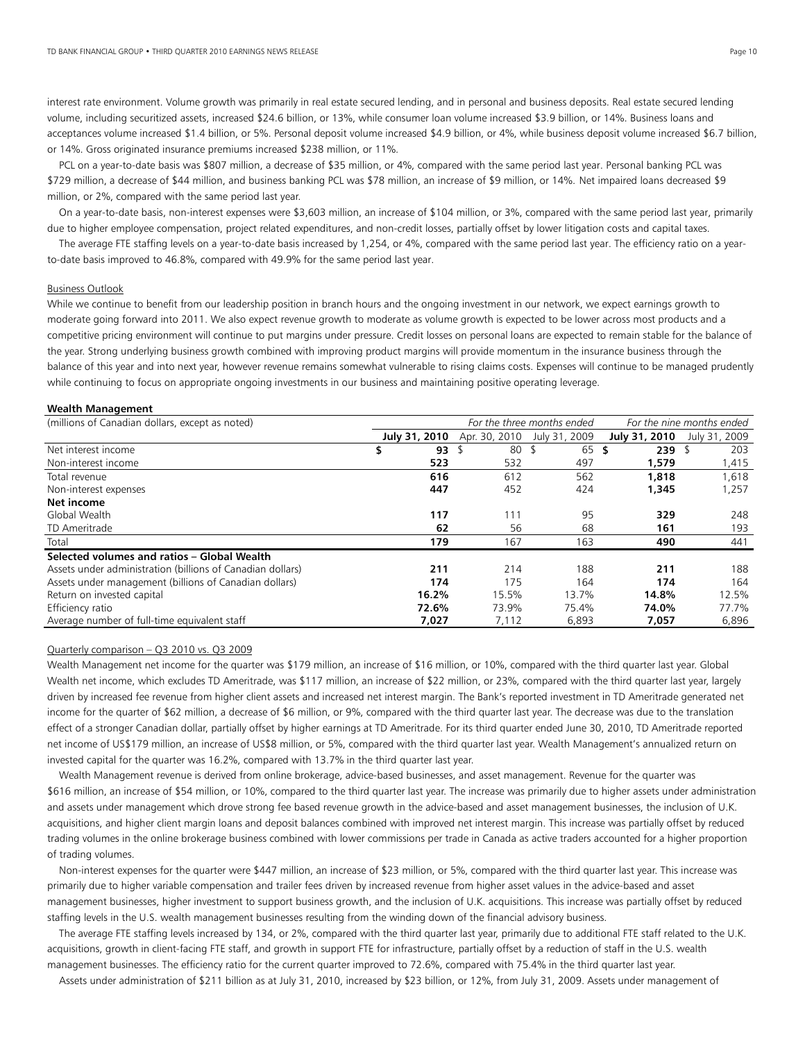interest rate environment. Volume growth was primarily in real estate secured lending, and in personal and business deposits. Real estate secured lending volume, including securitized assets, increased $24.6 billion, or 13%, while consumer loan volume increased $3.9 billion, or 14%. Business loans and acceptances volume increased $1.4 billion, or 5%. Personal deposit volume increased $4.9 billion, or 4%, while business deposit volume increased $6.7 billion, or 14%. Gross originated insurance premiums increased $238 million, or 11%.

PCL on a year-to-date basis was $807 million, a decrease of $35 million, or 4%, compared with the same period last year. Personal banking PCL was $729 million, a decrease of $44 million, and business banking PCL was $78 million, an increase of $9 million, or 14%. Net impaired loans decreased $9 million, or 2%, compared with the same period last year.

On a year-to-date basis, non-interest expenses were $3,603 million, an increase of $104 million, or 3%, compared with the same period last year, primarily due to higher employee compensation, project related expenditures, and non-credit losses, partially offset by lower litigation costs and capital taxes.

The average FTE staffing levels on a year-to-date basis increased by 1,254, or 4%, compared with the same period last year. The efficiency ratio on a year-to-date basis improved to 46.8%, compared with 49.9% for the same period last year.

Business Outlook

While we continue to benefit from our leadership position in branch hours and the ongoing investment in our network, we expect earnings growth to moderate going forward into 2011. We also expect revenue growth to moderate as volume growth is expected to be lower across most products and a competitive pricing environment will continue to put margins under pressure. Credit losses on personal loans are expected to remain stable for the balance of the year. Strong underlying business growth combined with improving product margins will provide momentum in the insurance business through the balance of this year and into next year, however revenue remains somewhat vulnerable to rising claims costs. Expenses will continue to be managed prudently while continuing to focus on appropriate ongoing investments in our business and maintaining positive operating leverage.

**Wealth Management**

| (millions of Canadian dollars, except as noted) | *For the three months ended* | | | *For the nine months ended* | |
|---|---|---|---|---|---|
| | **July 31, 2010** | Apr. 30, 2010 | July 31, 2009 | **July 31, 2010** | July 31, 2009 |
| Net interest income | **$ 93** | $ 80 | $ 65 | **$ 239** | $ 203 |
| Non-interest income | **523** | 532 | 497 | **1,579** | 1,415 |
| Total revenue | **616** | 612 | 562 | **1,818** | 1,618 |
| Non-interest expenses | **447** | 452 | 424 | **1,345** | 1,257 |
| **Net income** | | | | | |
| Global Wealth | **117** | 111 | 95 | **329** | 248 |
| TD Ameritrade | **62** | 56 | 68 | **161** | 193 |
| Total | **179** | 167 | 163 | **490** | 441 |
| **Selected volumes and ratios – Global Wealth** | | | | | |
| Assets under administration (billions of Canadian dollars) | **211** | 214 | 188 | **211** | 188 |
| Assets under management (billions of Canadian dollars) | **174** | 175 | 164 | **174** | 164 |
| Return on invested capital | **16.2%** | 15.5% | 13.7% | **14.8%** | 12.5% |
| Efficiency ratio | **72.6%** | 73.9% | 75.4% | **74.0%** | 77.7% |
| Average number of full-time equivalent staff | **7,027** | 7,112 | 6,893 | **7,057** | 6,896 |

Quarterly comparison – Q3 2010 vs. Q3 2009

Wealth Management net income for the quarter was $179 million, an increase of $16 million, or 10%, compared with the third quarter last year. Global Wealth net income, which excludes TD Ameritrade, was $117 million, an increase of $22 million, or 23%, compared with the third quarter last year, largely driven by increased fee revenue from higher client assets and increased net interest margin. The Bank's reported investment in TD Ameritrade generated net income for the quarter of $62 million, a decrease of $6 million, or 9%, compared with the third quarter last year. The decrease was due to the translation effect of a stronger Canadian dollar, partially offset by higher earnings at TD Ameritrade. For its third quarter ended June 30, 2010, TD Ameritrade reported net income of US$179 million, an increase of US$8 million, or 5%, compared with the third quarter last year. Wealth Management's annualized return on invested capital for the quarter was 16.2%, compared with 13.7% in the third quarter last year.

Wealth Management revenue is derived from online brokerage, advice-based businesses, and asset management. Revenue for the quarter was $616 million, an increase of $54 million, or 10%, compared to the third quarter last year. The increase was primarily due to higher assets under administration and assets under management which drove strong fee based revenue growth in the advice-based and asset management businesses, the inclusion of U.K. acquisitions, and higher client margin loans and deposit balances combined with improved net interest margin. This increase was partially offset by reduced trading volumes in the online brokerage business combined with lower commissions per trade in Canada as active traders accounted for a higher proportion of trading volumes.

Non-interest expenses for the quarter were $447 million, an increase of $23 million, or 5%, compared with the third quarter last year. This increase was primarily due to higher variable compensation and trailer fees driven by increased revenue from higher asset values in the advice-based and asset management businesses, higher investment to support business growth, and the inclusion of U.K. acquisitions. This increase was partially offset by reduced staffing levels in the U.S. wealth management businesses resulting from the winding down of the financial advisory business.

The average FTE staffing levels increased by 134, or 2%, compared with the third quarter last year, primarily due to additional FTE staff related to the U.K. acquisitions, growth in client-facing FTE staff, and growth in support FTE for infrastructure, partially offset by a reduction of staff in the U.S. wealth management businesses. The efficiency ratio for the current quarter improved to 72.6%, compared with 75.4% in the third quarter last year.

Assets under administration of $211 billion as at July 31, 2010, increased by $23 billion, or 12%, from July 31, 2009. Assets under management of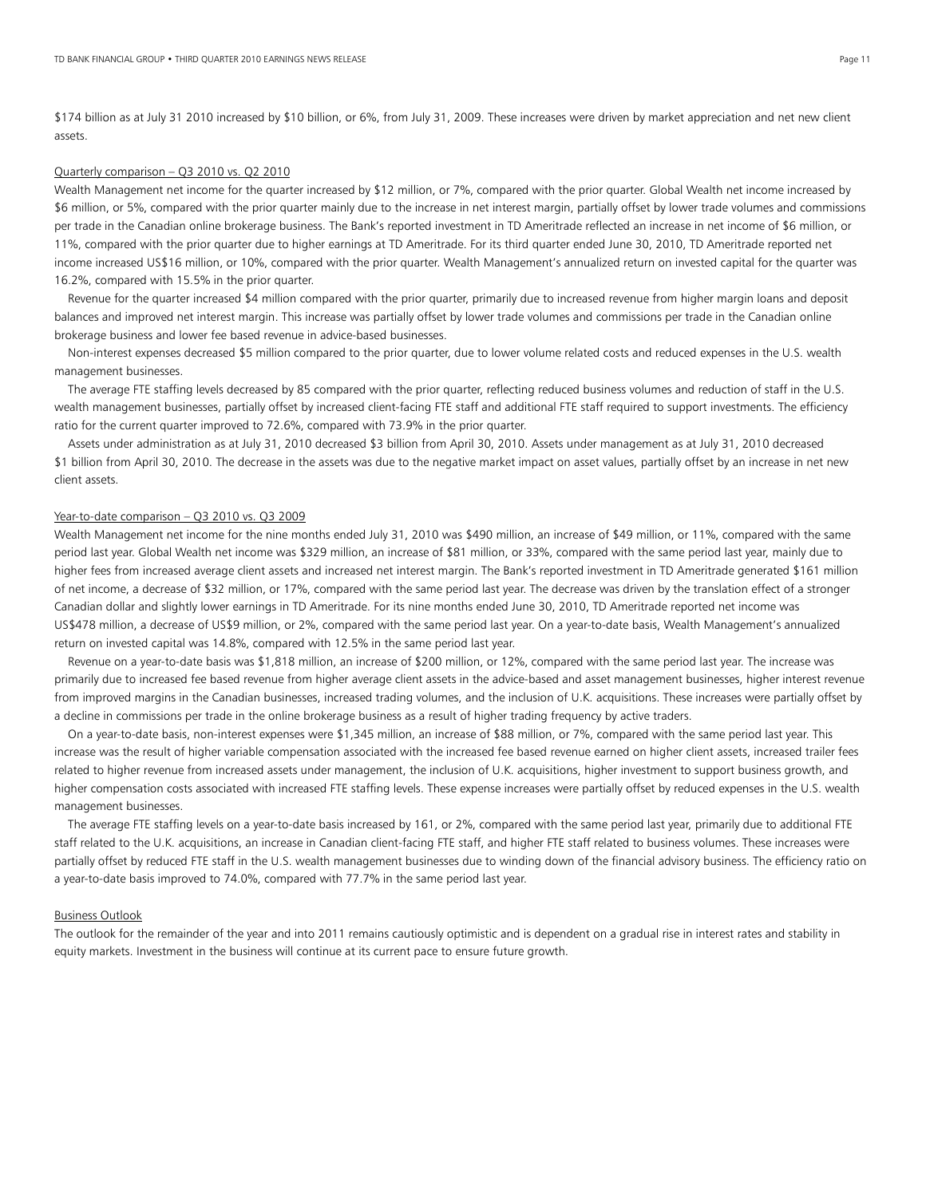$174 billion as at July 31 2010 increased by $10 billion, or 6%, from July 31, 2009. These increases were driven by market appreciation and net new client assets.

Quarterly comparison – Q3 2010 vs. Q2 2010

Wealth Management net income for the quarter increased by $12 million, or 7%, compared with the prior quarter. Global Wealth net income increased by $6 million, or 5%, compared with the prior quarter mainly due to the increase in net interest margin, partially offset by lower trade volumes and commissions per trade in the Canadian online brokerage business. The Bank's reported investment in TD Ameritrade reflected an increase in net income of $6 million, or 11%, compared with the prior quarter due to higher earnings at TD Ameritrade. For its third quarter ended June 30, 2010, TD Ameritrade reported net income increased US$16 million, or 10%, compared with the prior quarter. Wealth Management's annualized return on invested capital for the quarter was 16.2%, compared with 15.5% in the prior quarter.

Revenue for the quarter increased $4 million compared with the prior quarter, primarily due to increased revenue from higher margin loans and deposit balances and improved net interest margin. This increase was partially offset by lower trade volumes and commissions per trade in the Canadian online brokerage business and lower fee based revenue in advice-based businesses.

Non-interest expenses decreased $5 million compared to the prior quarter, due to lower volume related costs and reduced expenses in the U.S. wealth management businesses.

The average FTE staffing levels decreased by 85 compared with the prior quarter, reflecting reduced business volumes and reduction of staff in the U.S. wealth management businesses, partially offset by increased client-facing FTE staff and additional FTE staff required to support investments. The efficiency ratio for the current quarter improved to 72.6%, compared with 73.9% in the prior quarter.

Assets under administration as at July 31, 2010 decreased $3 billion from April 30, 2010. Assets under management as at July 31, 2010 decreased $1 billion from April 30, 2010. The decrease in the assets was due to the negative market impact on asset values, partially offset by an increase in net new client assets.

Year-to-date comparison – Q3 2010 vs. Q3 2009

Wealth Management net income for the nine months ended July 31, 2010 was $490 million, an increase of $49 million, or 11%, compared with the same period last year. Global Wealth net income was $329 million, an increase of $81 million, or 33%, compared with the same period last year, mainly due to higher fees from increased average client assets and increased net interest margin. The Bank's reported investment in TD Ameritrade generated $161 million of net income, a decrease of $32 million, or 17%, compared with the same period last year. The decrease was driven by the translation effect of a stronger Canadian dollar and slightly lower earnings in TD Ameritrade. For its nine months ended June 30, 2010, TD Ameritrade reported net income was US$478 million, a decrease of US$9 million, or 2%, compared with the same period last year. On a year-to-date basis, Wealth Management's annualized return on invested capital was 14.8%, compared with 12.5% in the same period last year.

Revenue on a year-to-date basis was $1,818 million, an increase of $200 million, or 12%, compared with the same period last year. The increase was primarily due to increased fee based revenue from higher average client assets in the advice-based and asset management businesses, higher interest revenue from improved margins in the Canadian businesses, increased trading volumes, and the inclusion of U.K. acquisitions. These increases were partially offset by a decline in commissions per trade in the online brokerage business as a result of higher trading frequency by active traders.

On a year-to-date basis, non-interest expenses were $1,345 million, an increase of $88 million, or 7%, compared with the same period last year. This increase was the result of higher variable compensation associated with the increased fee based revenue earned on higher client assets, increased trailer fees related to higher revenue from increased assets under management, the inclusion of U.K. acquisitions, higher investment to support business growth, and higher compensation costs associated with increased FTE staffing levels. These expense increases were partially offset by reduced expenses in the U.S. wealth management businesses.

The average FTE staffing levels on a year-to-date basis increased by 161, or 2%, compared with the same period last year, primarily due to additional FTE staff related to the U.K. acquisitions, an increase in Canadian client-facing FTE staff, and higher FTE staff related to business volumes. These increases were partially offset by reduced FTE staff in the U.S. wealth management businesses due to winding down of the financial advisory business. The efficiency ratio on a year-to-date basis improved to 74.0%, compared with 77.7% in the same period last year.

Business Outlook

The outlook for the remainder of the year and into 2011 remains cautiously optimistic and is dependent on a gradual rise in interest rates and stability in equity markets. Investment in the business will continue at its current pace to ensure future growth.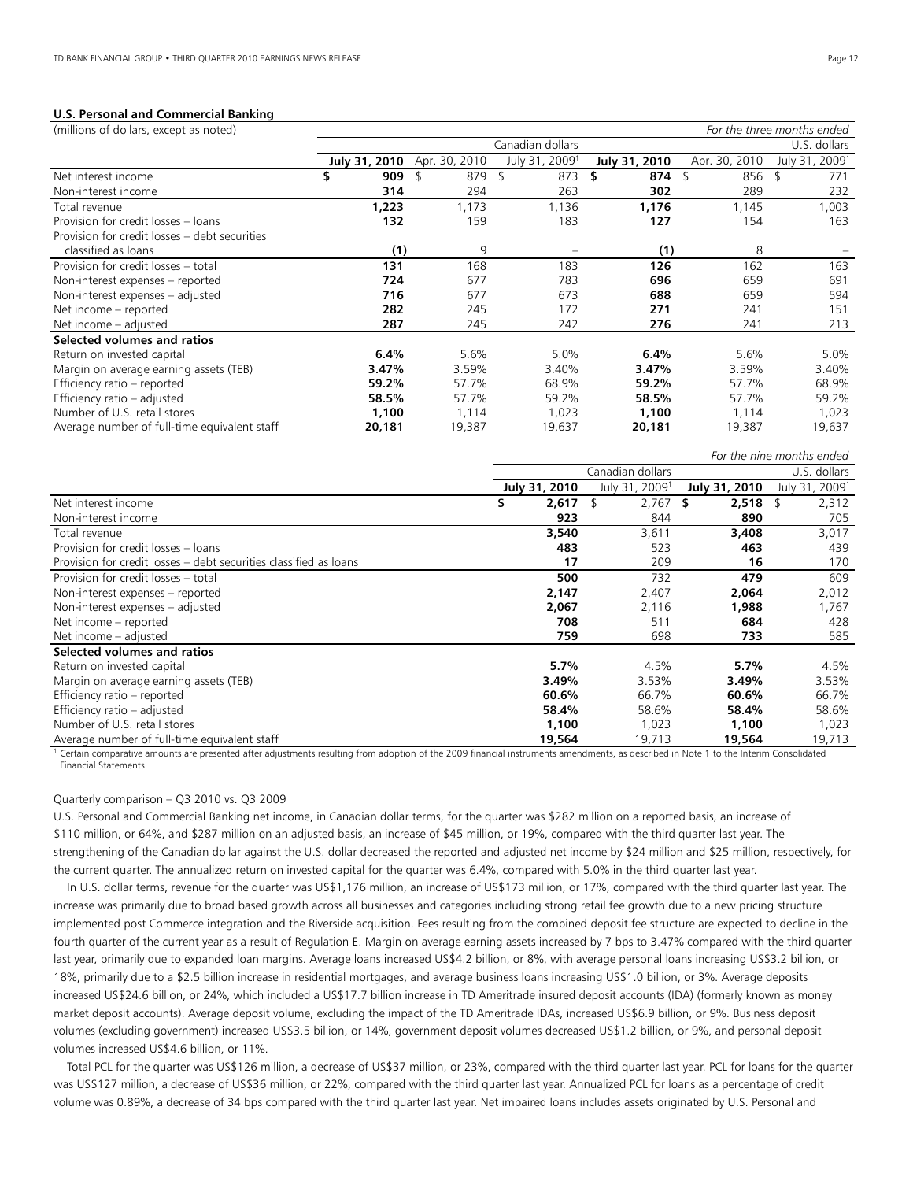## U.S. Personal and Commercial Banking

| (millions of dollars, except as noted) | | | | | | *For the three months ended* |
|---|---|---|---|---|---|---|
| | Canadian dollars | | | U.S. dollars | | |
| | **July 31, 2010** | Apr. 30, 2010 | July 31, 2009[1] | **July 31, 2010** | Apr. 30, 2010 | July 31, 2009[1] |
| Net interest income | **$ 909** | $ 879 | $ 873 | **$ 874** | $ 856 | $ 771 |
| Non-interest income | **314** | 294 | 263 | **302** | 289 | 232 |
| Total revenue | **1,223** | 1,173 | 1,136 | **1,176** | 1,145 | 1,003 |
| Provision for credit losses – loans | **132** | 159 | 183 | **127** | 154 | 163 |
| Provision for credit losses – debt securities classified as loans | **(1)** | 9 | – | **(1)** | 8 | – |
| Provision for credit losses – total | **131** | 168 | 183 | **126** | 162 | 163 |
| Non-interest expenses – reported | **724** | 677 | 783 | **696** | 659 | 691 |
| Non-interest expenses – adjusted | **716** | 677 | 673 | **688** | 659 | 594 |
| Net income – reported | **282** | 245 | 172 | **271** | 241 | 151 |
| Net income – adjusted | **287** | 245 | 242 | **276** | 241 | 213 |
| **Selected volumes and ratios** | | | | | | |
| Return on invested capital | **6.4%** | 5.6% | 5.0% | **6.4%** | 5.6% | 5.0% |
| Margin on average earning assets (TEB) | **3.47%** | 3.59% | 3.40% | **3.47%** | 3.59% | 3.40% |
| Efficiency ratio – reported | **59.2%** | 57.7% | 68.9% | **59.2%** | 57.7% | 68.9% |
| Efficiency ratio – adjusted | **58.5%** | 57.7% | 59.2% | **58.5%** | 57.7% | 59.2% |
| Number of U.S. retail stores | **1,100** | 1,114 | 1,023 | **1,100** | 1,114 | 1,023 |
| Average number of full-time equivalent staff | **20,181** | 19,387 | 19,637 | **20,181** | 19,387 | 19,637 |

| | | | | *For the nine months ended* |
|---|---|---|---|---|
| | Canadian dollars | | U.S. dollars | |
| | **July 31, 2010** | July 31, 2009[1] | **July 31, 2010** | July 31, 2009[1] |
| Net interest income | **$ 2,617** | $ 2,767 | **$ 2,518** | $ 2,312 |
| Non-interest income | **923** | 844 | **890** | 705 |
| Total revenue | **3,540** | 3,611 | **3,408** | 3,017 |
| Provision for credit losses – loans | **483** | 523 | **463** | 439 |
| Provision for credit losses – debt securities classified as loans | **17** | 209 | **16** | 170 |
| Provision for credit losses – total | **500** | 732 | **479** | 609 |
| Non-interest expenses – reported | **2,147** | 2,407 | **2,064** | 2,012 |
| Non-interest expenses – adjusted | **2,067** | 2,116 | **1,988** | 1,767 |
| Net income – reported | **708** | 511 | **684** | 428 |
| Net income – adjusted | **759** | 698 | **733** | 585 |
| **Selected volumes and ratios** | | | | |
| Return on invested capital | **5.7%** | 4.5% | **5.7%** | 4.5% |
| Margin on average earning assets (TEB) | **3.49%** | 3.53% | **3.49%** | 3.53% |
| Efficiency ratio – reported | **60.6%** | 66.7% | **60.6%** | 66.7% |
| Efficiency ratio – adjusted | **58.4%** | 58.6% | **58.4%** | 58.6% |
| Number of U.S. retail stores | **1,100** | 1,023 | **1,100** | 1,023 |
| Average number of full-time equivalent staff | **19,564** | 19,713 | **19,564** | 19,713 |

[1] Certain comparative amounts are presented after adjustments resulting from adoption of the 2009 financial instruments amendments, as described in Note 1 to the Interim Consolidated Financial Statements.

Quarterly comparison – Q3 2010 vs. Q3 2009

U.S. Personal and Commercial Banking net income, in Canadian dollar terms, for the quarter was $282 million on a reported basis, an increase of $110 million, or 64%, and $287 million on an adjusted basis, an increase of $45 million, or 19%, compared with the third quarter last year. The strengthening of the Canadian dollar against the U.S. dollar decreased the reported and adjusted net income by $24 million and $25 million, respectively, for the current quarter. The annualized return on invested capital for the quarter was 6.4%, compared with 5.0% in the third quarter last year.

In U.S. dollar terms, revenue for the quarter was US$1,176 million, an increase of US$173 million, or 17%, compared with the third quarter last year. The increase was primarily due to broad based growth across all businesses and categories including strong retail fee growth due to a new pricing structure implemented post Commerce integration and the Riverside acquisition. Fees resulting from the combined deposit fee structure are expected to decline in the fourth quarter of the current year as a result of Regulation E. Margin on average earning assets increased by 7 bps to 3.47% compared with the third quarter last year, primarily due to expanded loan margins. Average loans increased US$4.2 billion, or 8%, with average personal loans increasing US$3.2 billion, or 18%, primarily due to a $2.5 billion increase in residential mortgages, and average business loans increasing US$1.0 billion, or 3%. Average deposits increased US$24.6 billion, or 24%, which included a US$17.7 billion increase in TD Ameritrade insured deposit accounts (IDA) (formerly known as money market deposit accounts). Average deposit volume, excluding the impact of the TD Ameritrade IDAs, increased US$6.9 billion, or 9%. Business deposit volumes (excluding government) increased US$3.5 billion, or 14%, government deposit volumes decreased US$1.2 billion, or 9%, and personal deposit volumes increased US$4.6 billion, or 11%.

Total PCL for the quarter was US$126 million, a decrease of US$37 million, or 23%, compared with the third quarter last year. PCL for loans for the quarter was US$127 million, a decrease of US$36 million, or 22%, compared with the third quarter last year. Annualized PCL for loans as a percentage of credit volume was 0.89%, a decrease of 34 bps compared with the third quarter last year. Net impaired loans includes assets originated by U.S. Personal and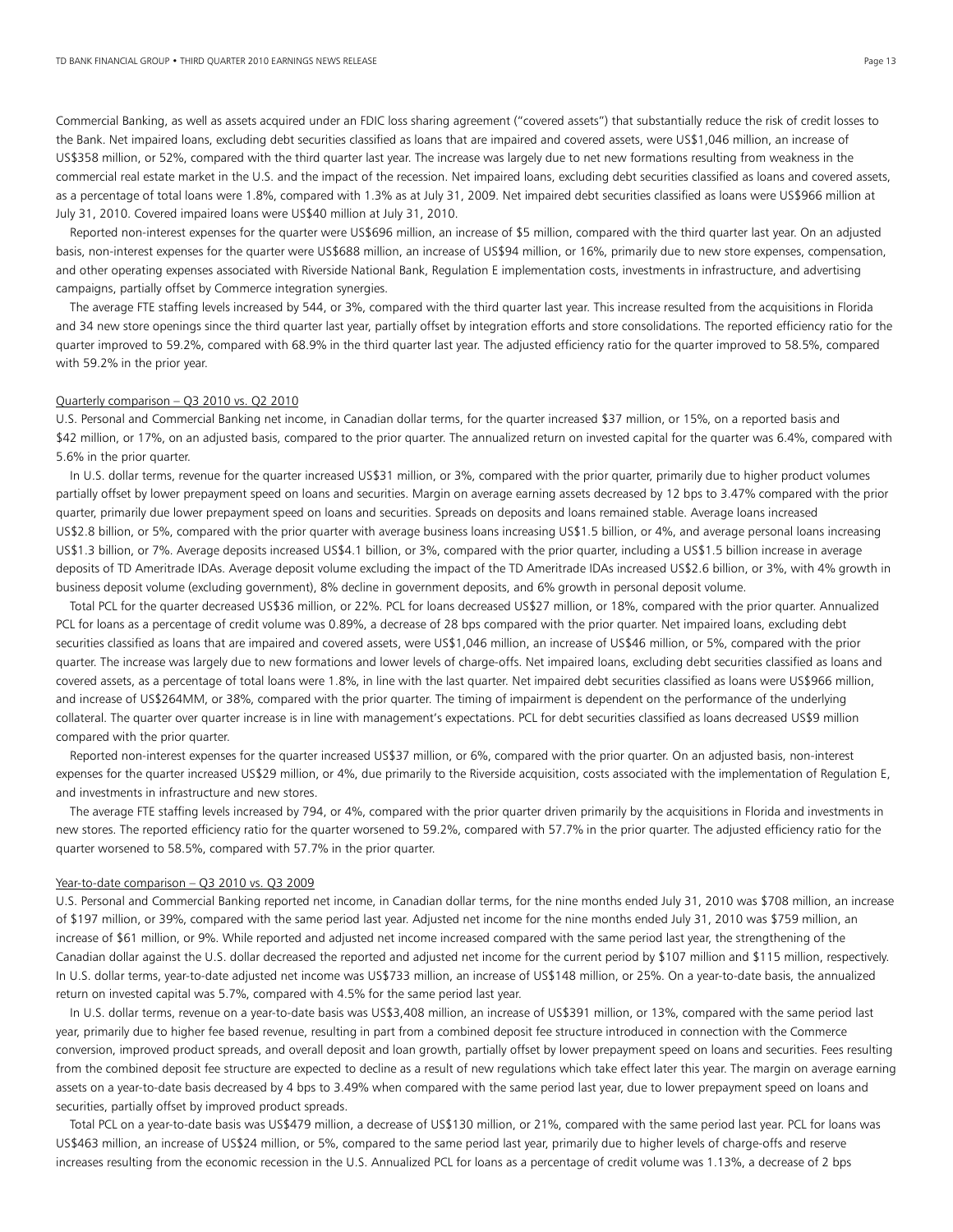Commercial Banking, as well as assets acquired under an FDIC loss sharing agreement ("covered assets") that substantially reduce the risk of credit losses to the Bank. Net impaired loans, excluding debt securities classified as loans that are impaired and covered assets, were US$1,046 million, an increase of US$358 million, or 52%, compared with the third quarter last year. The increase was largely due to net new formations resulting from weakness in the commercial real estate market in the U.S. and the impact of the recession. Net impaired loans, excluding debt securities classified as loans and covered assets, as a percentage of total loans were 1.8%, compared with 1.3% as at July 31, 2009. Net impaired debt securities classified as loans were US$966 million at July 31, 2010. Covered impaired loans were US$40 million at July 31, 2010.

Reported non-interest expenses for the quarter were US$696 million, an increase of $5 million, compared with the third quarter last year. On an adjusted basis, non-interest expenses for the quarter were US$688 million, an increase of US$94 million, or 16%, primarily due to new store expenses, compensation, and other operating expenses associated with Riverside National Bank, Regulation E implementation costs, investments in infrastructure, and advertising campaigns, partially offset by Commerce integration synergies.

The average FTE staffing levels increased by 544, or 3%, compared with the third quarter last year. This increase resulted from the acquisitions in Florida and 34 new store openings since the third quarter last year, partially offset by integration efforts and store consolidations. The reported efficiency ratio for the quarter improved to 59.2%, compared with 68.9% in the third quarter last year. The adjusted efficiency ratio for the quarter improved to 58.5%, compared with 59.2% in the prior year.

Quarterly comparison – Q3 2010 vs. Q2 2010

U.S. Personal and Commercial Banking net income, in Canadian dollar terms, for the quarter increased $37 million, or 15%, on a reported basis and $42 million, or 17%, on an adjusted basis, compared to the prior quarter. The annualized return on invested capital for the quarter was 6.4%, compared with 5.6% in the prior quarter.

In U.S. dollar terms, revenue for the quarter increased US$31 million, or 3%, compared with the prior quarter, primarily due to higher product volumes partially offset by lower prepayment speed on loans and securities. Margin on average earning assets decreased by 12 bps to 3.47% compared with the prior quarter, primarily due lower prepayment speed on loans and securities. Spreads on deposits and loans remained stable. Average loans increased US$2.8 billion, or 5%, compared with the prior quarter with average business loans increasing US$1.5 billion, or 4%, and average personal loans increasing US$1.3 billion, or 7%. Average deposits increased US$4.1 billion, or 3%, compared with the prior quarter, including a US$1.5 billion increase in average deposits of TD Ameritrade IDAs. Average deposit volume excluding the impact of the TD Ameritrade IDAs increased US$2.6 billion, or 3%, with 4% growth in business deposit volume (excluding government), 8% decline in government deposits, and 6% growth in personal deposit volume.

Total PCL for the quarter decreased US$36 million, or 22%. PCL for loans decreased US$27 million, or 18%, compared with the prior quarter. Annualized PCL for loans as a percentage of credit volume was 0.89%, a decrease of 28 bps compared with the prior quarter. Net impaired loans, excluding debt securities classified as loans that are impaired and covered assets, were US$1,046 million, an increase of US$46 million, or 5%, compared with the prior quarter. The increase was largely due to new formations and lower levels of charge-offs. Net impaired loans, excluding debt securities classified as loans and covered assets, as a percentage of total loans were 1.8%, in line with the last quarter. Net impaired debt securities classified as loans were US$966 million, and increase of US$264MM, or 38%, compared with the prior quarter. The timing of impairment is dependent on the performance of the underlying collateral. The quarter over quarter increase is in line with management's expectations. PCL for debt securities classified as loans decreased US$9 million compared with the prior quarter.

Reported non-interest expenses for the quarter increased US$37 million, or 6%, compared with the prior quarter. On an adjusted basis, non-interest expenses for the quarter increased US$29 million, or 4%, due primarily to the Riverside acquisition, costs associated with the implementation of Regulation E, and investments in infrastructure and new stores.

The average FTE staffing levels increased by 794, or 4%, compared with the prior quarter driven primarily by the acquisitions in Florida and investments in new stores. The reported efficiency ratio for the quarter worsened to 59.2%, compared with 57.7% in the prior quarter. The adjusted efficiency ratio for the quarter worsened to 58.5%, compared with 57.7% in the prior quarter.

Year-to-date comparison – Q3 2010 vs. Q3 2009

U.S. Personal and Commercial Banking reported net income, in Canadian dollar terms, for the nine months ended July 31, 2010 was $708 million, an increase of $197 million, or 39%, compared with the same period last year. Adjusted net income for the nine months ended July 31, 2010 was $759 million, an increase of $61 million, or 9%. While reported and adjusted net income increased compared with the same period last year, the strengthening of the Canadian dollar against the U.S. dollar decreased the reported and adjusted net income for the current period by $107 million and $115 million, respectively. In U.S. dollar terms, year-to-date adjusted net income was US$733 million, an increase of US$148 million, or 25%. On a year-to-date basis, the annualized return on invested capital was 5.7%, compared with 4.5% for the same period last year.

In U.S. dollar terms, revenue on a year-to-date basis was US$3,408 million, an increase of US$391 million, or 13%, compared with the same period last year, primarily due to higher fee based revenue, resulting in part from a combined deposit fee structure introduced in connection with the Commerce conversion, improved product spreads, and overall deposit and loan growth, partially offset by lower prepayment speed on loans and securities. Fees resulting from the combined deposit fee structure are expected to decline as a result of new regulations which take effect later this year. The margin on average earning assets on a year-to-date basis decreased by 4 bps to 3.49% when compared with the same period last year, due to lower prepayment speed on loans and securities, partially offset by improved product spreads.

Total PCL on a year-to-date basis was US$479 million, a decrease of US$130 million, or 21%, compared with the same period last year. PCL for loans was US$463 million, an increase of US$24 million, or 5%, compared to the same period last year, primarily due to higher levels of charge-offs and reserve increases resulting from the economic recession in the U.S. Annualized PCL for loans as a percentage of credit volume was 1.13%, a decrease of 2 bps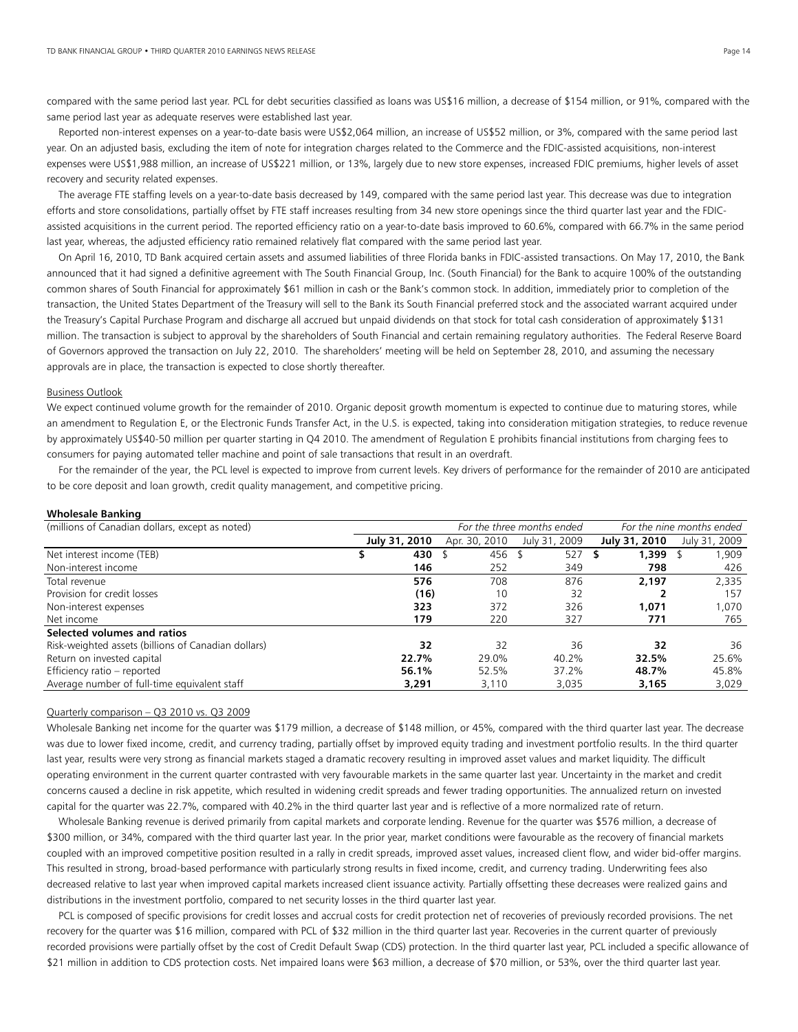compared with the same period last year. PCL for debt securities classified as loans was US$16 million, a decrease of $154 million, or 91%, compared with the same period last year as adequate reserves were established last year.

Reported non-interest expenses on a year-to-date basis were US$2,064 million, an increase of US$52 million, or 3%, compared with the same period last year. On an adjusted basis, excluding the item of note for integration charges related to the Commerce and the FDIC-assisted acquisitions, non-interest expenses were US$1,988 million, an increase of US$221 million, or 13%, largely due to new store expenses, increased FDIC premiums, higher levels of asset recovery and security related expenses.

The average FTE staffing levels on a year-to-date basis decreased by 149, compared with the same period last year. This decrease was due to integration efforts and store consolidations, partially offset by FTE staff increases resulting from 34 new store openings since the third quarter last year and the FDIC-assisted acquisitions in the current period. The reported efficiency ratio on a year-to-date basis improved to 60.6%, compared with 66.7% in the same period last year, whereas, the adjusted efficiency ratio remained relatively flat compared with the same period last year.

On April 16, 2010, TD Bank acquired certain assets and assumed liabilities of three Florida banks in FDIC-assisted transactions. On May 17, 2010, the Bank announced that it had signed a definitive agreement with The South Financial Group, Inc. (South Financial) for the Bank to acquire 100% of the outstanding common shares of South Financial for approximately $61 million in cash or the Bank's common stock. In addition, immediately prior to completion of the transaction, the United States Department of the Treasury will sell to the Bank its South Financial preferred stock and the associated warrant acquired under the Treasury's Capital Purchase Program and discharge all accrued but unpaid dividends on that stock for total cash consideration of approximately $131 million. The transaction is subject to approval by the shareholders of South Financial and certain remaining regulatory authorities. The Federal Reserve Board of Governors approved the transaction on July 22, 2010. The shareholders' meeting will be held on September 28, 2010, and assuming the necessary approvals are in place, the transaction is expected to close shortly thereafter.

Business Outlook

We expect continued volume growth for the remainder of 2010. Organic deposit growth momentum is expected to continue due to maturing stores, while an amendment to Regulation E, or the Electronic Funds Transfer Act, in the U.S. is expected, taking into consideration mitigation strategies, to reduce revenue by approximately US$40-50 million per quarter starting in Q4 2010. The amendment of Regulation E prohibits financial institutions from charging fees to consumers for paying automated teller machine and point of sale transactions that result in an overdraft.

For the remainder of the year, the PCL level is expected to improve from current levels. Key drivers of performance for the remainder of 2010 are anticipated to be core deposit and loan growth, credit quality management, and competitive pricing.

**Wholesale Banking**

| (millions of Canadian dollars, except as noted) | *For the three months ended* | | | *For the nine months ended* | |
|---|---|---|---|---|---|
| | **July 31, 2010** | Apr. 30, 2010 | July 31, 2009 | **July 31, 2010** | July 31, 2009 |
| Net interest income (TEB) | **$ 430** | $ 456 | $ 527 | **$ 1,399** | $ 1,909 |
| Non-interest income | **146** | 252 | 349 | **798** | 426 |
| Total revenue | **576** | 708 | 876 | **2,197** | 2,335 |
| Provision for credit losses | **(16)** | 10 | 32 | **2** | 157 |
| Non-interest expenses | **323** | 372 | 326 | **1,071** | 1,070 |
| Net income | **179** | 220 | 327 | **771** | 765 |
| **Selected volumes and ratios** | | | | | |
| Risk-weighted assets (billions of Canadian dollars) | **32** | 32 | 36 | **32** | 36 |
| Return on invested capital | **22.7%** | 29.0% | 40.2% | **32.5%** | 25.6% |
| Efficiency ratio – reported | **56.1%** | 52.5% | 37.2% | **48.7%** | 45.8% |
| Average number of full-time equivalent staff | **3,291** | 3,110 | 3,035 | **3,165** | 3,029 |

Quarterly comparison – Q3 2010 vs. Q3 2009

Wholesale Banking net income for the quarter was $179 million, a decrease of $148 million, or 45%, compared with the third quarter last year. The decrease was due to lower fixed income, credit, and currency trading, partially offset by improved equity trading and investment portfolio results. In the third quarter last year, results were very strong as financial markets staged a dramatic recovery resulting in improved asset values and market liquidity. The difficult operating environment in the current quarter contrasted with very favourable markets in the same quarter last year. Uncertainty in the market and credit concerns caused a decline in risk appetite, which resulted in widening credit spreads and fewer trading opportunities. The annualized return on invested capital for the quarter was 22.7%, compared with 40.2% in the third quarter last year and is reflective of a more normalized rate of return.

Wholesale Banking revenue is derived primarily from capital markets and corporate lending. Revenue for the quarter was $576 million, a decrease of $300 million, or 34%, compared with the third quarter last year. In the prior year, market conditions were favourable as the recovery of financial markets coupled with an improved competitive position resulted in a rally in credit spreads, improved asset values, increased client flow, and wider bid-offer margins. This resulted in strong, broad-based performance with particularly strong results in fixed income, credit, and currency trading. Underwriting fees also decreased relative to last year when improved capital markets increased client issuance activity. Partially offsetting these decreases were realized gains and distributions in the investment portfolio, compared to net security losses in the third quarter last year.

PCL is composed of specific provisions for credit losses and accrual costs for credit protection net of recoveries of previously recorded provisions. The net recovery for the quarter was $16 million, compared with PCL of $32 million in the third quarter last year. Recoveries in the current quarter of previously recorded provisions were partially offset by the cost of Credit Default Swap (CDS) protection. In the third quarter last year, PCL included a specific allowance of $21 million in addition to CDS protection costs. Net impaired loans were $63 million, a decrease of $70 million, or 53%, over the third quarter last year.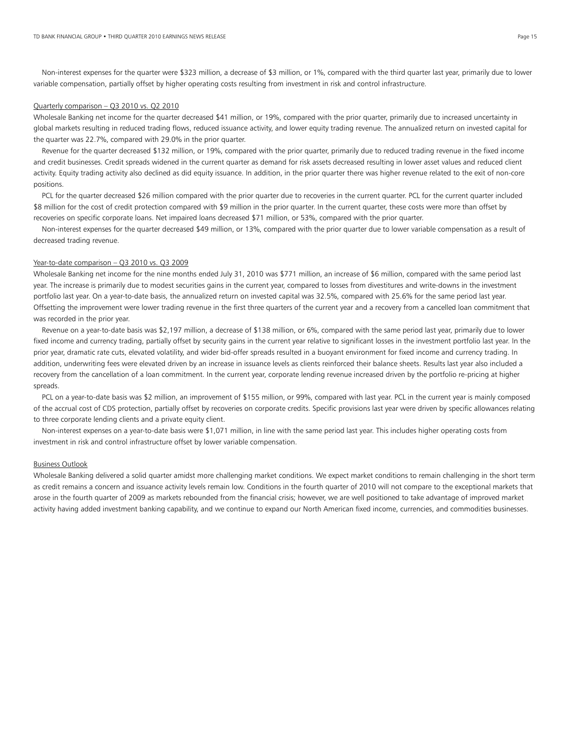Non-interest expenses for the quarter were $323 million, a decrease of $3 million, or 1%, compared with the third quarter last year, primarily due to lower variable compensation, partially offset by higher operating costs resulting from investment in risk and control infrastructure.

<u>Quarterly comparison – Q3 2010 vs. Q2 2010</u>

Wholesale Banking net income for the quarter decreased $41 million, or 19%, compared with the prior quarter, primarily due to increased uncertainty in global markets resulting in reduced trading flows, reduced issuance activity, and lower equity trading revenue. The annualized return on invested capital for the quarter was 22.7%, compared with 29.0% in the prior quarter.

Revenue for the quarter decreased $132 million, or 19%, compared with the prior quarter, primarily due to reduced trading revenue in the fixed income and credit businesses. Credit spreads widened in the current quarter as demand for risk assets decreased resulting in lower asset values and reduced client activity. Equity trading activity also declined as did equity issuance. In addition, in the prior quarter there was higher revenue related to the exit of non-core positions.

PCL for the quarter decreased $26 million compared with the prior quarter due to recoveries in the current quarter. PCL for the current quarter included $8 million for the cost of credit protection compared with $9 million in the prior quarter. In the current quarter, these costs were more than offset by recoveries on specific corporate loans. Net impaired loans decreased $71 million, or 53%, compared with the prior quarter.

Non-interest expenses for the quarter decreased $49 million, or 13%, compared with the prior quarter due to lower variable compensation as a result of decreased trading revenue.

<u>Year-to-date comparison – Q3 2010 vs. Q3 2009</u>

Wholesale Banking net income for the nine months ended July 31, 2010 was $771 million, an increase of $6 million, compared with the same period last year. The increase is primarily due to modest securities gains in the current year, compared to losses from divestitures and write-downs in the investment portfolio last year. On a year-to-date basis, the annualized return on invested capital was 32.5%, compared with 25.6% for the same period last year. Offsetting the improvement were lower trading revenue in the first three quarters of the current year and a recovery from a cancelled loan commitment that was recorded in the prior year.

Revenue on a year-to-date basis was $2,197 million, a decrease of $138 million, or 6%, compared with the same period last year, primarily due to lower fixed income and currency trading, partially offset by security gains in the current year relative to significant losses in the investment portfolio last year. In the prior year, dramatic rate cuts, elevated volatility, and wider bid-offer spreads resulted in a buoyant environment for fixed income and currency trading. In addition, underwriting fees were elevated driven by an increase in issuance levels as clients reinforced their balance sheets. Results last year also included a recovery from the cancellation of a loan commitment. In the current year, corporate lending revenue increased driven by the portfolio re-pricing at higher spreads.

PCL on a year-to-date basis was $2 million, an improvement of $155 million, or 99%, compared with last year. PCL in the current year is mainly composed of the accrual cost of CDS protection, partially offset by recoveries on corporate credits. Specific provisions last year were driven by specific allowances relating to three corporate lending clients and a private equity client.

Non-interest expenses on a year-to-date basis were $1,071 million, in line with the same period last year. This includes higher operating costs from investment in risk and control infrastructure offset by lower variable compensation.

<u>Business Outlook</u>

Wholesale Banking delivered a solid quarter amidst more challenging market conditions. We expect market conditions to remain challenging in the short term as credit remains a concern and issuance activity levels remain low. Conditions in the fourth quarter of 2010 will not compare to the exceptional markets that arose in the fourth quarter of 2009 as markets rebounded from the financial crisis; however, we are well positioned to take advantage of improved market activity having added investment banking capability, and we continue to expand our North American fixed income, currencies, and commodities businesses.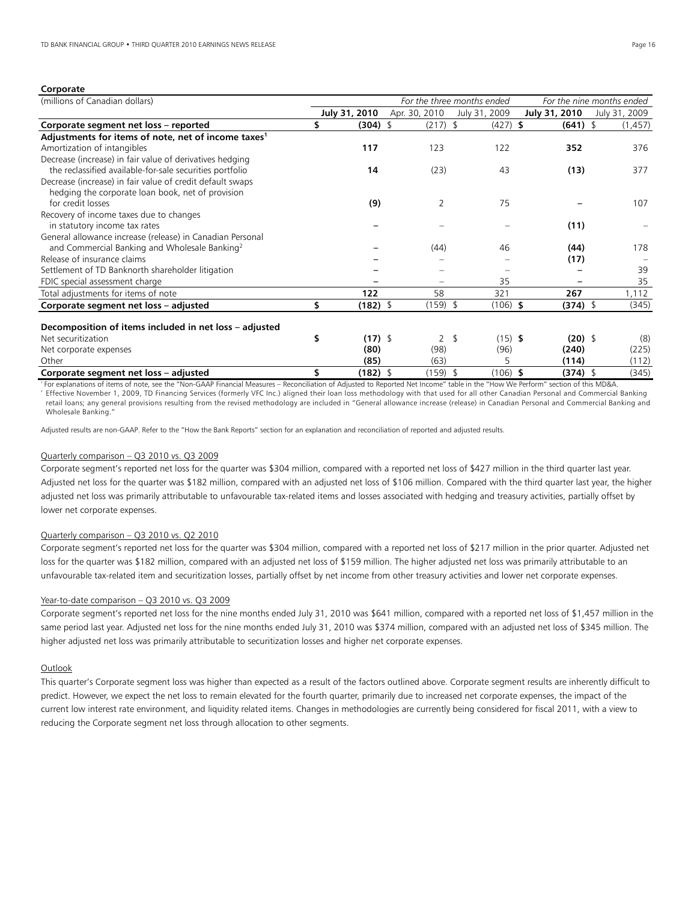## Corporate

| (millions of Canadian dollars) | For the three months ended | | | For the nine months ended | |
|---|---|---|---|---|---|
| | **July 31, 2010** | Apr. 30, 2010 | July 31, 2009 | **July 31, 2010** | July 31, 2009 |
| **Corporate segment net loss – reported** | **$ (304)** | $ (217) | $ (427) | **$ (641)** | $ (1,457) |
| **Adjustments for items of note, net of income taxes[1]** | | | | | |
| Amortization of intangibles | **117** | 123 | 122 | **352** | 376 |
| Decrease (increase) in fair value of derivatives hedging the reclassified available-for-sale securities portfolio | **14** | (23) | 43 | **(13)** | 377 |
| Decrease (increase) in fair value of credit default swaps hedging the corporate loan book, net of provision for credit losses | **(9)** | 2 | 75 | **–** | 107 |
| Recovery of income taxes due to changes in statutory income tax rates | **–** | – | – | **(11)** | – |
| General allowance increase (release) in Canadian Personal and Commercial Banking and Wholesale Banking[2] | **–** | (44) | 46 | **(44)** | 178 |
| Release of insurance claims | **–** | – | – | **(17)** | – |
| Settlement of TD Banknorth shareholder litigation | **–** | – | – | **–** | 39 |
| FDIC special assessment charge | **–** | – | 35 | **–** | 35 |
| Total adjustments for items of note | **122** | 58 | 321 | **267** | 1,112 |
| **Corporate segment net loss – adjusted** | **$ (182)** | $ (159) | $ (106) | **$ (374)** | $ (345) |
| | | | | | |
| **Decomposition of items included in net loss – adjusted** | | | | | |
| Net securitization | **$ (17)** | $ 2 | $ (15) | **$ (20)** | $ (8) |
| Net corporate expenses | **(80)** | (98) | (96) | **(240)** | (225) |
| Other | **(85)** | (63) | 5 | **(114)** | (112) |
| **Corporate segment net loss – adjusted** | **$ (182)** | $ (159) | $ (106) | **$ (374)** | $ (345) |

[1] For explanations of items of note, see the "Non-GAAP Financial Measures – Reconciliation of Adjusted to Reported Net Income" table in the "How We Perform" section of this MD&A.

[2] Effective November 1, 2009, TD Financing Services (formerly VFC Inc.) aligned their loan loss methodology with that used for all other Canadian Personal and Commercial Banking retail loans; any general provisions resulting from the revised methodology are included in "General allowance increase (release) in Canadian Personal and Commercial Banking and Wholesale Banking."

Adjusted results are non-GAAP. Refer to the "How the Bank Reports" section for an explanation and reconciliation of reported and adjusted results.

Quarterly comparison – Q3 2010 vs. Q3 2009

Corporate segment's reported net loss for the quarter was $304 million, compared with a reported net loss of $427 million in the third quarter last year. Adjusted net loss for the quarter was $182 million, compared with an adjusted net loss of $106 million. Compared with the third quarter last year, the higher adjusted net loss was primarily attributable to unfavourable tax-related items and losses associated with hedging and treasury activities, partially offset by lower net corporate expenses.

Quarterly comparison – Q3 2010 vs. Q2 2010

Corporate segment's reported net loss for the quarter was $304 million, compared with a reported net loss of $217 million in the prior quarter. Adjusted net loss for the quarter was $182 million, compared with an adjusted net loss of $159 million. The higher adjusted net loss was primarily attributable to an unfavourable tax-related item and securitization losses, partially offset by net income from other treasury activities and lower net corporate expenses.

Year-to-date comparison – Q3 2010 vs. Q3 2009

Corporate segment's reported net loss for the nine months ended July 31, 2010 was $641 million, compared with a reported net loss of $1,457 million in the same period last year. Adjusted net loss for the nine months ended July 31, 2010 was $374 million, compared with an adjusted net loss of $345 million. The higher adjusted net loss was primarily attributable to securitization losses and higher net corporate expenses.

Outlook

This quarter's Corporate segment loss was higher than expected as a result of the factors outlined above. Corporate segment results are inherently difficult to predict. However, we expect the net loss to remain elevated for the fourth quarter, primarily due to increased net corporate expenses, the impact of the current low interest rate environment, and liquidity related items. Changes in methodologies are currently being considered for fiscal 2011, with a view to reducing the Corporate segment net loss through allocation to other segments.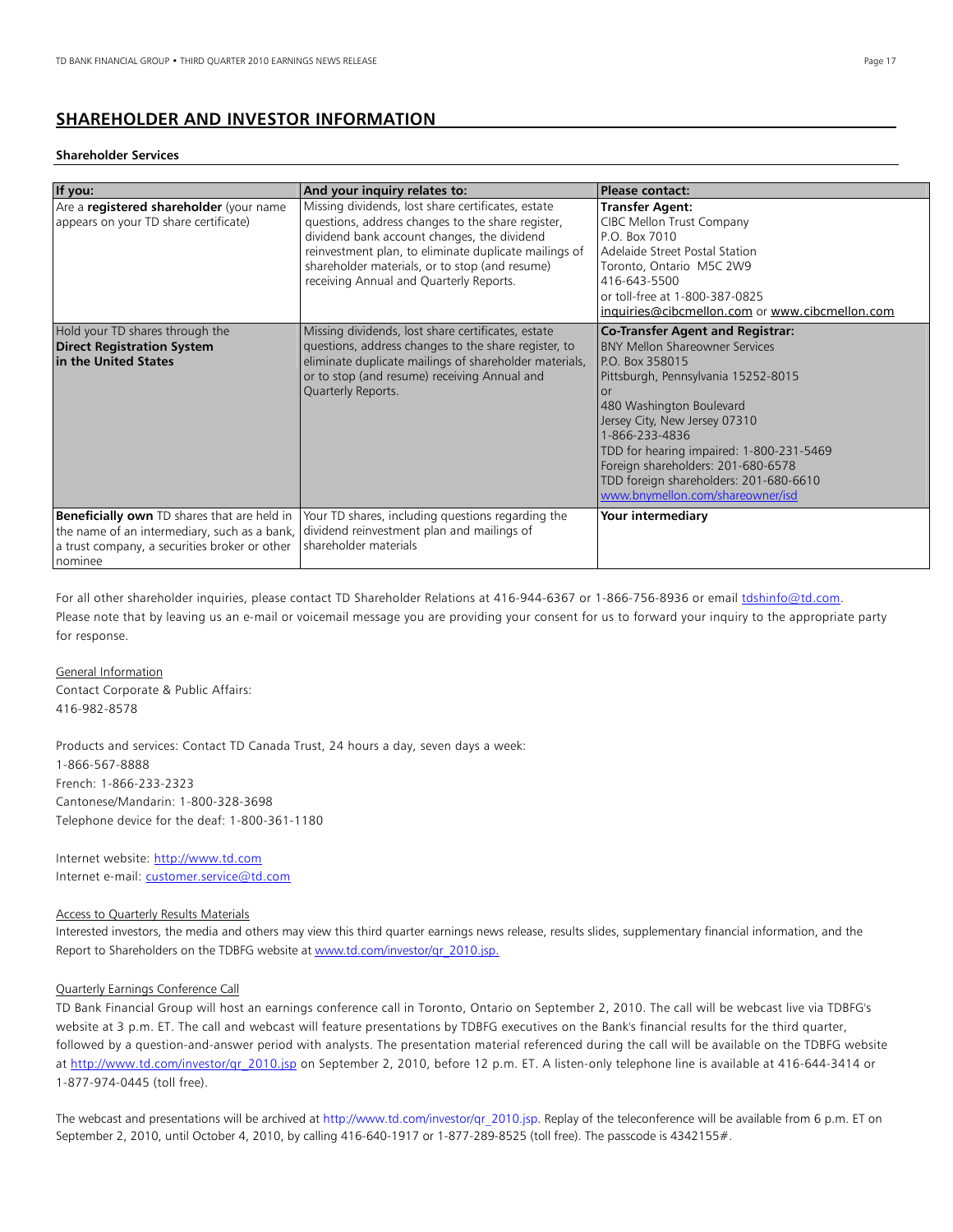## SHAREHOLDER AND INVESTOR INFORMATION

### Shareholder Services

| If you: | And your inquiry relates to: | Please contact: |
| --- | --- | --- |
| Are a **registered shareholder** (your name appears on your TD share certificate) | Missing dividends, lost share certificates, estate questions, address changes to the share register, dividend bank account changes, the dividend reinvestment plan, to eliminate duplicate mailings of shareholder materials, or to stop (and resume) receiving Annual and Quarterly Reports. | **Transfer Agent:**<br>CIBC Mellon Trust Company<br>P.O. Box 7010<br>Adelaide Street Postal Station<br>Toronto, Ontario M5C 2W9<br>416-643-5500<br>or toll-free at 1-800-387-0825<br>inquiries@cibcmellon.com or www.cibcmellon.com |
| Hold your TD shares through the **Direct Registration System in the United States** | Missing dividends, lost share certificates, estate questions, address changes to the share register, to eliminate duplicate mailings of shareholder materials, or to stop (and resume) receiving Annual and Quarterly Reports. | **Co-Transfer Agent and Registrar:**<br>BNY Mellon Shareowner Services<br>P.O. Box 358015<br>Pittsburgh, Pennsylvania 15252-8015<br>or<br>480 Washington Boulevard<br>Jersey City, New Jersey 07310<br>1-866-233-4836<br>TDD for hearing impaired: 1-800-231-5469<br>Foreign shareholders: 201-680-6578<br>TDD foreign shareholders: 201-680-6610<br>www.bnymellon.com/shareowner/isd |
| **Beneficially own** TD shares that are held in the name of an intermediary, such as a bank, a trust company, a securities broker or other nominee | Your TD shares, including questions regarding the dividend reinvestment plan and mailings of shareholder materials | **Your intermediary** |

For all other shareholder inquiries, please contact TD Shareholder Relations at 416-944-6367 or 1-866-756-8936 or email tdshinfo@td.com.
Please note that by leaving us an e-mail or voicemail message you are providing your consent for us to forward your inquiry to the appropriate party for response.

General Information
Contact Corporate & Public Affairs:
416-982-8578

Products and services: Contact TD Canada Trust, 24 hours a day, seven days a week:
1-866-567-8888
French: 1-866-233-2323
Cantonese/Mandarin: 1-800-328-3698
Telephone device for the deaf: 1-800-361-1180

Internet website: http://www.td.com
Internet e-mail: customer.service@td.com

Access to Quarterly Results Materials
Interested investors, the media and others may view this third quarter earnings news release, results slides, supplementary financial information, and the Report to Shareholders on the TDBFG website at www.td.com/investor/qr_2010.jsp.

Quarterly Earnings Conference Call
TD Bank Financial Group will host an earnings conference call in Toronto, Ontario on September 2, 2010. The call will be webcast live via TDBFG's website at 3 p.m. ET. The call and webcast will feature presentations by TDBFG executives on the Bank's financial results for the third quarter, followed by a question-and-answer period with analysts. The presentation material referenced during the call will be available on the TDBFG website at http://www.td.com/investor/qr_2010.jsp on September 2, 2010, before 12 p.m. ET. A listen-only telephone line is available at 416-644-3414 or 1-877-974-0445 (toll free).

The webcast and presentations will be archived at http://www.td.com/investor/qr_2010.jsp. Replay of the teleconference will be available from 6 p.m. ET on September 2, 2010, until October 4, 2010, by calling 416-640-1917 or 1-877-289-8525 (toll free). The passcode is 4342155#.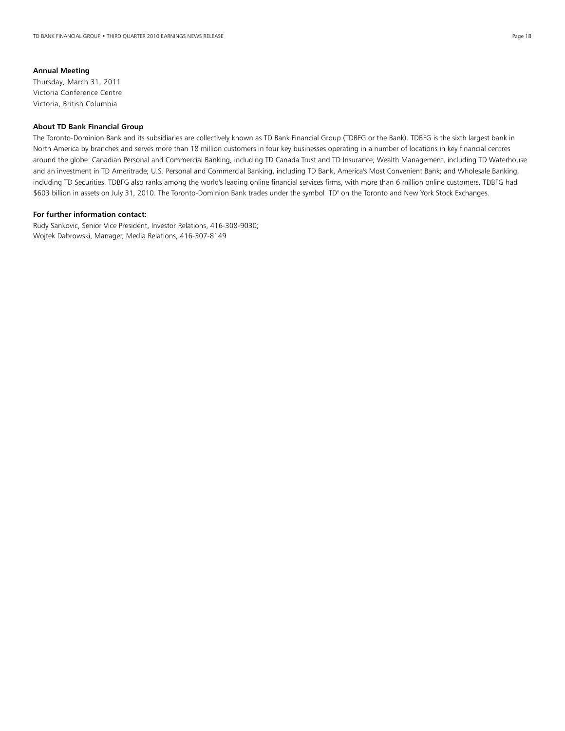**Annual Meeting**
Thursday, March 31, 2011
Victoria Conference Centre
Victoria, British Columbia

**About TD Bank Financial Group**

The Toronto-Dominion Bank and its subsidiaries are collectively known as TD Bank Financial Group (TDBFG or the Bank). TDBFG is the sixth largest bank in North America by branches and serves more than 18 million customers in four key businesses operating in a number of locations in key financial centres around the globe: Canadian Personal and Commercial Banking, including TD Canada Trust and TD Insurance; Wealth Management, including TD Waterhouse and an investment in TD Ameritrade; U.S. Personal and Commercial Banking, including TD Bank, America's Most Convenient Bank; and Wholesale Banking, including TD Securities. TDBFG also ranks among the world's leading online financial services firms, with more than 6 million online customers. TDBFG had $603 billion in assets on July 31, 2010. The Toronto-Dominion Bank trades under the symbol "TD" on the Toronto and New York Stock Exchanges.

**For further information contact:**

Rudy Sankovic, Senior Vice President, Investor Relations, 416-308-9030;
Wojtek Dabrowski, Manager, Media Relations, 416-307-8149